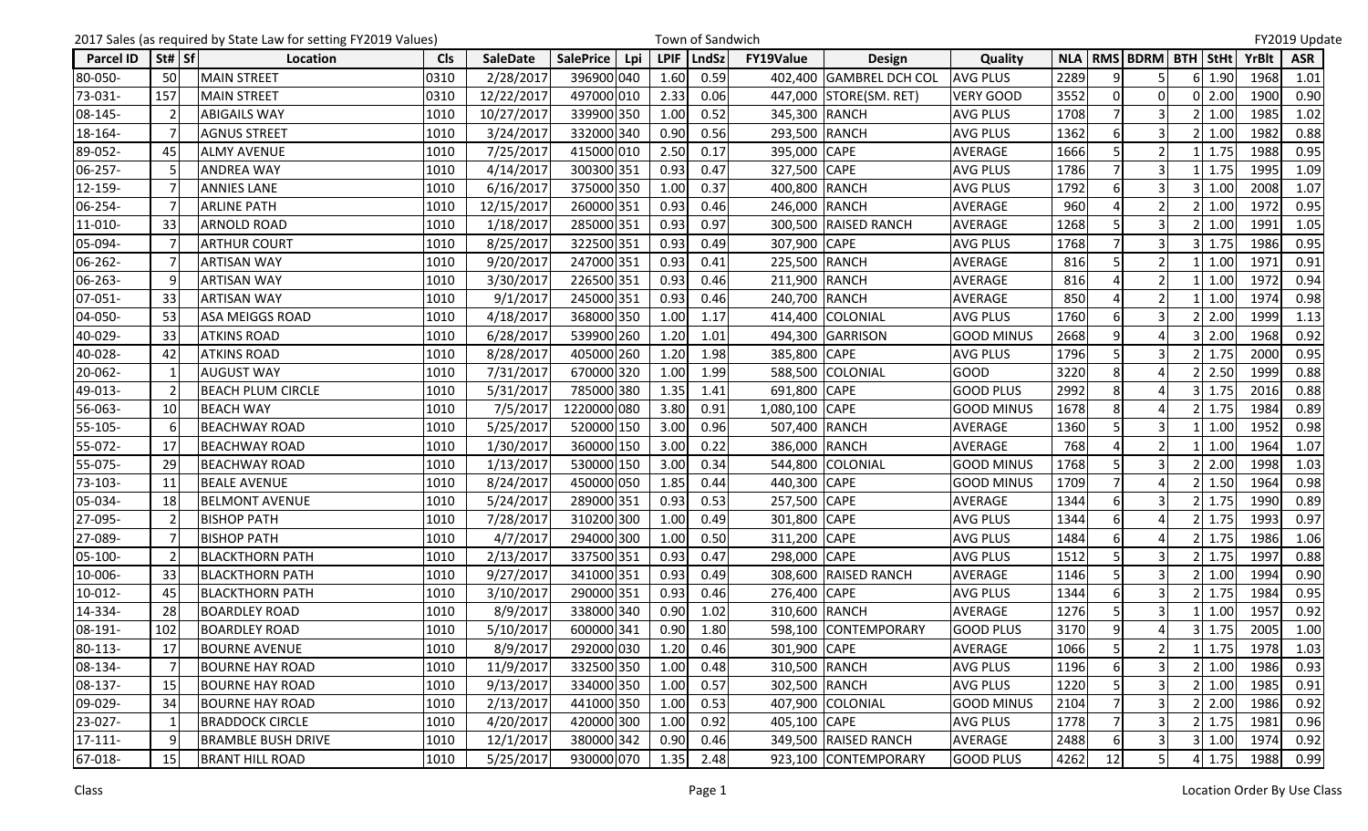2017 Sales (as required by State Law for setting FY2019 Values) — Town of Sandwich — FY2019 Update

| Parcel ID | St# | Sf | Location | Cls | SaleDate | SalePrice | Lpi | LPIF | LndSz | FY19Value | Design | Quality | NLA | RMS | BDRM | BTH | StHt | YrBlt | ASR |
|---|---|---|---|---|---|---|---|---|---|---|---|---|---|---|---|---|---|---|---|
| 80-050- | 50 | | MAIN STREET | 0310 | 2/28/2017 | 396900 | 040 | 1.60 | 0.59 | 402,400 | GAMBREL DCH COL | AVG PLUS | 2289 | 9 | 5 | 6 | 1.90 | 1968 | 1.01 |
| 73-031- | 157 | | MAIN STREET | 0310 | 12/22/2017 | 497000 | 010 | 2.33 | 0.06 | 447,000 | STORE(SM. RET) | VERY GOOD | 3552 | 0 | 0 | 0 | 2.00 | 1900 | 0.90 |
| 08-145- | 2 | | ABIGAILS WAY | 1010 | 10/27/2017 | 339900 | 350 | 1.00 | 0.52 | 345,300 | RANCH | AVG PLUS | 1708 | 7 | 3 | 2 | 1.00 | 1985 | 1.02 |
| 18-164- | 7 | | AGNUS STREET | 1010 | 3/24/2017 | 332000 | 340 | 0.90 | 0.56 | 293,500 | RANCH | AVG PLUS | 1362 | 6 | 3 | 2 | 1.00 | 1982 | 0.88 |
| 89-052- | 45 | | ALMY AVENUE | 1010 | 7/25/2017 | 415000 | 010 | 2.50 | 0.17 | 395,000 | CAPE | AVERAGE | 1666 | 5 | 2 | 1 | 1.75 | 1988 | 0.95 |
| 06-257- | 5 | | ANDREA WAY | 1010 | 4/14/2017 | 300300 | 351 | 0.93 | 0.47 | 327,500 | CAPE | AVG PLUS | 1786 | 7 | 3 | 1 | 1.75 | 1995 | 1.09 |
| 12-159- | 7 | | ANNIES LANE | 1010 | 6/16/2017 | 375000 | 350 | 1.00 | 0.37 | 400,800 | RANCH | AVG PLUS | 1792 | 6 | 3 | 3 | 1.00 | 2008 | 1.07 |
| 06-254- | 7 | | ARLINE PATH | 1010 | 12/15/2017 | 260000 | 351 | 0.93 | 0.46 | 246,000 | RANCH | AVERAGE | 960 | 4 | 2 | 2 | 1.00 | 1972 | 0.95 |
| 11-010- | 33 | | ARNOLD ROAD | 1010 | 1/18/2017 | 285000 | 351 | 0.93 | 0.97 | 300,500 | RAISED RANCH | AVERAGE | 1268 | 5 | 3 | 2 | 1.00 | 1991 | 1.05 |
| 05-094- | 7 | | ARTHUR COURT | 1010 | 8/25/2017 | 322500 | 351 | 0.93 | 0.49 | 307,900 | CAPE | AVG PLUS | 1768 | 7 | 3 | 3 | 1.75 | 1986 | 0.95 |
| 06-262- | 7 | | ARTISAN WAY | 1010 | 9/20/2017 | 247000 | 351 | 0.93 | 0.41 | 225,500 | RANCH | AVERAGE | 816 | 5 | 2 | 1 | 1.00 | 1971 | 0.91 |
| 06-263- | 9 | | ARTISAN WAY | 1010 | 3/30/2017 | 226500 | 351 | 0.93 | 0.46 | 211,900 | RANCH | AVERAGE | 816 | 4 | 2 | 1 | 1.00 | 1972 | 0.94 |
| 07-051- | 33 | | ARTISAN WAY | 1010 | 9/1/2017 | 245000 | 351 | 0.93 | 0.46 | 240,700 | RANCH | AVERAGE | 850 | 4 | 2 | 1 | 1.00 | 1974 | 0.98 |
| 04-050- | 53 | | ASA MEIGGS ROAD | 1010 | 4/18/2017 | 368000 | 350 | 1.00 | 1.17 | 414,400 | COLONIAL | AVG PLUS | 1760 | 6 | 3 | 2 | 2.00 | 1999 | 1.13 |
| 40-029- | 33 | | ATKINS ROAD | 1010 | 6/28/2017 | 539900 | 260 | 1.20 | 1.01 | 494,300 | GARRISON | GOOD MINUS | 2668 | 9 | 4 | 3 | 2.00 | 1968 | 0.92 |
| 40-028- | 42 | | ATKINS ROAD | 1010 | 8/28/2017 | 405000 | 260 | 1.20 | 1.98 | 385,800 | CAPE | AVG PLUS | 1796 | 5 | 3 | 2 | 1.75 | 2000 | 0.95 |
| 20-062- | 1 | | AUGUST WAY | 1010 | 7/31/2017 | 670000 | 320 | 1.00 | 1.99 | 588,500 | COLONIAL | GOOD | 3220 | 8 | 4 | 2 | 2.50 | 1999 | 0.88 |
| 49-013- | 2 | | BEACH PLUM CIRCLE | 1010 | 5/31/2017 | 785000 | 380 | 1.35 | 1.41 | 691,800 | CAPE | GOOD PLUS | 2992 | 8 | 4 | 3 | 1.75 | 2016 | 0.88 |
| 56-063- | 10 | | BEACH WAY | 1010 | 7/5/2017 | 1220000 | 080 | 3.80 | 0.91 | 1,080,100 | CAPE | GOOD MINUS | 1678 | 8 | 4 | 2 | 1.75 | 1984 | 0.89 |
| 55-105- | 6 | | BEACHWAY ROAD | 1010 | 5/25/2017 | 520000 | 150 | 3.00 | 0.96 | 507,400 | RANCH | AVERAGE | 1360 | 5 | 3 | 1 | 1.00 | 1952 | 0.98 |
| 55-072- | 17 | | BEACHWAY ROAD | 1010 | 1/30/2017 | 360000 | 150 | 3.00 | 0.22 | 386,000 | RANCH | AVERAGE | 768 | 4 | 2 | 1 | 1.00 | 1964 | 1.07 |
| 55-075- | 29 | | BEACHWAY ROAD | 1010 | 1/13/2017 | 530000 | 150 | 3.00 | 0.34 | 544,800 | COLONIAL | GOOD MINUS | 1768 | 5 | 3 | 2 | 2.00 | 1998 | 1.03 |
| 73-103- | 11 | | BEALE AVENUE | 1010 | 8/24/2017 | 450000 | 050 | 1.85 | 0.44 | 440,300 | CAPE | GOOD MINUS | 1709 | 7 | 4 | 2 | 1.50 | 1964 | 0.98 |
| 05-034- | 18 | | BELMONT AVENUE | 1010 | 5/24/2017 | 289000 | 351 | 0.93 | 0.53 | 257,500 | CAPE | AVERAGE | 1344 | 6 | 3 | 2 | 1.75 | 1990 | 0.89 |
| 27-095- | 2 | | BISHOP PATH | 1010 | 7/28/2017 | 310200 | 300 | 1.00 | 0.49 | 301,800 | CAPE | AVG PLUS | 1344 | 6 | 4 | 2 | 1.75 | 1993 | 0.97 |
| 27-089- | 7 | | BISHOP PATH | 1010 | 4/7/2017 | 294000 | 300 | 1.00 | 0.50 | 311,200 | CAPE | AVG PLUS | 1484 | 6 | 4 | 2 | 1.75 | 1986 | 1.06 |
| 05-100- | 2 | | BLACKTHORN PATH | 1010 | 2/13/2017 | 337500 | 351 | 0.93 | 0.47 | 298,000 | CAPE | AVG PLUS | 1512 | 5 | 3 | 2 | 1.75 | 1997 | 0.88 |
| 10-006- | 33 | | BLACKTHORN PATH | 1010 | 9/27/2017 | 341000 | 351 | 0.93 | 0.49 | 308,600 | RAISED RANCH | AVERAGE | 1146 | 5 | 3 | 2 | 1.00 | 1994 | 0.90 |
| 10-012- | 45 | | BLACKTHORN PATH | 1010 | 3/10/2017 | 290000 | 351 | 0.93 | 0.46 | 276,400 | CAPE | AVG PLUS | 1344 | 6 | 3 | 2 | 1.75 | 1984 | 0.95 |
| 14-334- | 28 | | BOARDLEY ROAD | 1010 | 8/9/2017 | 338000 | 340 | 0.90 | 1.02 | 310,600 | RANCH | AVERAGE | 1276 | 5 | 3 | 1 | 1.00 | 1957 | 0.92 |
| 08-191- | 102 | | BOARDLEY ROAD | 1010 | 5/10/2017 | 600000 | 341 | 0.90 | 1.80 | 598,100 | CONTEMPORARY | GOOD PLUS | 3170 | 9 | 4 | 3 | 1.75 | 2005 | 1.00 |
| 80-113- | 17 | | BOURNE AVENUE | 1010 | 8/9/2017 | 292000 | 030 | 1.20 | 0.46 | 301,900 | CAPE | AVERAGE | 1066 | 5 | 2 | 1 | 1.75 | 1978 | 1.03 |
| 08-134- | 7 | | BOURNE HAY ROAD | 1010 | 11/9/2017 | 332500 | 350 | 1.00 | 0.48 | 310,500 | RANCH | AVG PLUS | 1196 | 6 | 3 | 2 | 1.00 | 1986 | 0.93 |
| 08-137- | 15 | | BOURNE HAY ROAD | 1010 | 9/13/2017 | 334000 | 350 | 1.00 | 0.57 | 302,500 | RANCH | AVG PLUS | 1220 | 5 | 3 | 2 | 1.00 | 1985 | 0.91 |
| 09-029- | 34 | | BOURNE HAY ROAD | 1010 | 2/13/2017 | 441000 | 350 | 1.00 | 0.53 | 407,900 | COLONIAL | GOOD MINUS | 2104 | 7 | 3 | 2 | 2.00 | 1986 | 0.92 |
| 23-027- | 1 | | BRADDOCK CIRCLE | 1010 | 4/20/2017 | 420000 | 300 | 1.00 | 0.92 | 405,100 | CAPE | AVG PLUS | 1778 | 7 | 3 | 2 | 1.75 | 1981 | 0.96 |
| 17-111- | 9 | | BRAMBLE BUSH DRIVE | 1010 | 12/1/2017 | 380000 | 342 | 0.90 | 0.46 | 349,500 | RAISED RANCH | AVERAGE | 2488 | 6 | 3 | 3 | 1.00 | 1974 | 0.92 |
| 67-018- | 15 | | BRANT HILL ROAD | 1010 | 5/25/2017 | 930000 | 070 | 1.35 | 2.48 | 923,100 | CONTEMPORARY | GOOD PLUS | 4262 | 12 | 5 | 4 | 1.75 | 1988 | 0.99 |

Class — Location Order By Use Class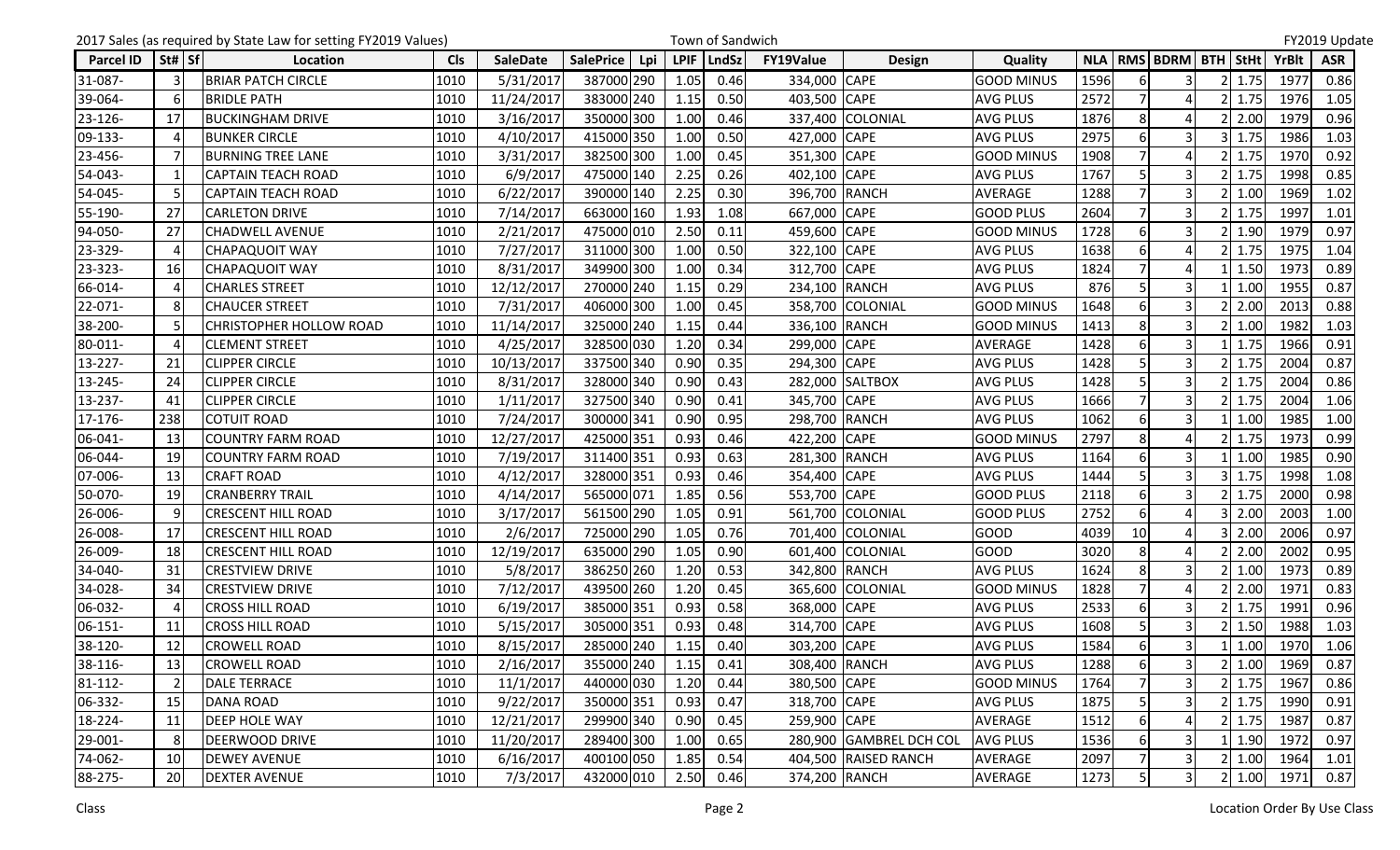2017 Sales (as required by State Law for setting FY2019 Values) Town of Sandwich FY2019 Update

| Parcel ID | St# | Sf | Location | Cls | SaleDate | SalePrice | Lpi | LPIF | LndSz | FY19Value | Design | Quality | NLA | RMS | BDRM | BTH | StHt | YrBlt | ASR |
|---|---|---|---|---|---|---|---|---|---|---|---|---|---|---|---|---|---|---|---|
| 31-087- | 3 | | BRIAR PATCH CIRCLE | 1010 | 5/31/2017 | 387000 | 290 | 1.05 | 0.46 | 334,000 | CAPE | GOOD MINUS | 1596 | 6 | 3 | 2 | 1.75 | 1977 | 0.86 |
| 39-064- | 6 | | BRIDLE PATH | 1010 | 11/24/2017 | 383000 | 240 | 1.15 | 0.50 | 403,500 | CAPE | AVG PLUS | 2572 | 7 | 4 | 2 | 1.75 | 1976 | 1.05 |
| 23-126- | 17 | | BUCKINGHAM DRIVE | 1010 | 3/16/2017 | 350000 | 300 | 1.00 | 0.46 | 337,400 | COLONIAL | AVG PLUS | 1876 | 8 | 4 | 2 | 2.00 | 1979 | 0.96 |
| 09-133- | 4 | | BUNKER CIRCLE | 1010 | 4/10/2017 | 415000 | 350 | 1.00 | 0.50 | 427,000 | CAPE | AVG PLUS | 2975 | 6 | 3 | 3 | 1.75 | 1986 | 1.03 |
| 23-456- | 7 | | BURNING TREE LANE | 1010 | 3/31/2017 | 382500 | 300 | 1.00 | 0.45 | 351,300 | CAPE | GOOD MINUS | 1908 | 7 | 4 | 2 | 1.75 | 1970 | 0.92 |
| 54-043- | 1 | | CAPTAIN TEACH ROAD | 1010 | 6/9/2017 | 475000 | 140 | 2.25 | 0.26 | 402,100 | CAPE | AVG PLUS | 1767 | 5 | 3 | 2 | 1.75 | 1998 | 0.85 |
| 54-045- | 5 | | CAPTAIN TEACH ROAD | 1010 | 6/22/2017 | 390000 | 140 | 2.25 | 0.30 | 396,700 | RANCH | AVERAGE | 1288 | 7 | 3 | 2 | 1.00 | 1969 | 1.02 |
| 55-190- | 27 | | CARLETON DRIVE | 1010 | 7/14/2017 | 663000 | 160 | 1.93 | 1.08 | 667,000 | CAPE | GOOD PLUS | 2604 | 7 | 3 | 2 | 1.75 | 1997 | 1.01 |
| 94-050- | 27 | | CHADWELL AVENUE | 1010 | 2/21/2017 | 475000 | 010 | 2.50 | 0.11 | 459,600 | CAPE | GOOD MINUS | 1728 | 6 | 3 | 2 | 1.90 | 1979 | 0.97 |
| 23-329- | 4 | | CHAPAQUOIT WAY | 1010 | 7/27/2017 | 311000 | 300 | 1.00 | 0.50 | 322,100 | CAPE | AVG PLUS | 1638 | 6 | 4 | 2 | 1.75 | 1975 | 1.04 |
| 23-323- | 16 | | CHAPAQUOIT WAY | 1010 | 8/31/2017 | 349900 | 300 | 1.00 | 0.34 | 312,700 | CAPE | AVG PLUS | 1824 | 7 | 4 | 1 | 1.50 | 1973 | 0.89 |
| 66-014- | 4 | | CHARLES STREET | 1010 | 12/12/2017 | 270000 | 240 | 1.15 | 0.29 | 234,100 | RANCH | AVG PLUS | 876 | 5 | 3 | 1 | 1.00 | 1955 | 0.87 |
| 22-071- | 8 | | CHAUCER STREET | 1010 | 7/31/2017 | 406000 | 300 | 1.00 | 0.45 | 358,700 | COLONIAL | GOOD MINUS | 1648 | 6 | 3 | 2 | 2.00 | 2013 | 0.88 |
| 38-200- | 5 | | CHRISTOPHER HOLLOW ROAD | 1010 | 11/14/2017 | 325000 | 240 | 1.15 | 0.44 | 336,100 | RANCH | GOOD MINUS | 1413 | 8 | 3 | 2 | 1.00 | 1982 | 1.03 |
| 80-011- | 4 | | CLEMENT STREET | 1010 | 4/25/2017 | 328500 | 030 | 1.20 | 0.34 | 299,000 | CAPE | AVERAGE | 1428 | 6 | 3 | 1 | 1.75 | 1966 | 0.91 |
| 13-227- | 21 | | CLIPPER CIRCLE | 1010 | 10/13/2017 | 337500 | 340 | 0.90 | 0.35 | 294,300 | CAPE | AVG PLUS | 1428 | 5 | 3 | 2 | 1.75 | 2004 | 0.87 |
| 13-245- | 24 | | CLIPPER CIRCLE | 1010 | 8/31/2017 | 328000 | 340 | 0.90 | 0.43 | 282,000 | SALTBOX | AVG PLUS | 1428 | 5 | 3 | 2 | 1.75 | 2004 | 0.86 |
| 13-237- | 41 | | CLIPPER CIRCLE | 1010 | 1/1/2017 | 327500 | 340 | 0.90 | 0.41 | 345,700 | CAPE | AVG PLUS | 1666 | 7 | 3 | 2 | 1.75 | 2004 | 1.06 |
| 17-176- | 238 | | COTUIT ROAD | 1010 | 7/24/2017 | 300000 | 341 | 0.90 | 0.95 | 298,700 | RANCH | AVG PLUS | 1062 | 6 | 3 | 1 | 1.00 | 1985 | 1.00 |
| 06-041- | 13 | | COUNTRY FARM ROAD | 1010 | 12/27/2017 | 425000 | 351 | 0.93 | 0.46 | 422,200 | CAPE | GOOD MINUS | 2797 | 8 | 4 | 2 | 1.75 | 1973 | 0.99 |
| 06-044- | 19 | | COUNTRY FARM ROAD | 1010 | 7/19/2017 | 311400 | 351 | 0.93 | 0.63 | 281,300 | RANCH | AVG PLUS | 1164 | 6 | 3 | 1 | 1.00 | 1985 | 0.90 |
| 07-006- | 13 | | CRAFT ROAD | 1010 | 4/12/2017 | 328000 | 351 | 0.93 | 0.46 | 354,400 | CAPE | AVG PLUS | 1444 | 5 | 3 | 3 | 1.75 | 1998 | 1.08 |
| 50-070- | 19 | | CRANBERRY TRAIL | 1010 | 4/14/2017 | 565000 | 071 | 1.85 | 0.56 | 553,700 | CAPE | GOOD PLUS | 2118 | 6 | 3 | 2 | 1.75 | 2000 | 0.98 |
| 26-006- | 9 | | CRESCENT HILL ROAD | 1010 | 3/17/2017 | 561500 | 290 | 1.05 | 0.91 | 561,700 | COLONIAL | GOOD PLUS | 2752 | 6 | 4 | 3 | 2.00 | 2003 | 1.00 |
| 26-008- | 17 | | CRESCENT HILL ROAD | 1010 | 2/6/2017 | 725000 | 290 | 1.05 | 0.76 | 701,400 | COLONIAL | GOOD | 4039 | 10 | 4 | 3 | 2.00 | 2006 | 0.97 |
| 26-009- | 18 | | CRESCENT HILL ROAD | 1010 | 12/19/2017 | 635000 | 290 | 1.05 | 0.90 | 601,400 | COLONIAL | GOOD | 3020 | 8 | 4 | 2 | 2.00 | 2002 | 0.95 |
| 34-040- | 31 | | CRESTVIEW DRIVE | 1010 | 5/8/2017 | 386250 | 260 | 1.20 | 0.53 | 342,800 | RANCH | AVG PLUS | 1624 | 8 | 3 | 2 | 1.00 | 1973 | 0.89 |
| 34-028- | 34 | | CRESTVIEW DRIVE | 1010 | 7/12/2017 | 439500 | 260 | 1.20 | 0.45 | 365,600 | COLONIAL | GOOD MINUS | 1828 | 7 | 4 | 2 | 2.00 | 1971 | 0.83 |
| 06-032- | 4 | | CROSS HILL ROAD | 1010 | 6/19/2017 | 385000 | 351 | 0.93 | 0.58 | 368,000 | CAPE | AVG PLUS | 2533 | 6 | 3 | 2 | 1.75 | 1991 | 0.96 |
| 06-151- | 11 | | CROSS HILL ROAD | 1010 | 5/15/2017 | 305000 | 351 | 0.93 | 0.48 | 314,700 | CAPE | AVG PLUS | 1608 | 5 | 3 | 2 | 1.50 | 1988 | 1.03 |
| 38-120- | 12 | | CROWELL ROAD | 1010 | 8/15/2017 | 285000 | 240 | 1.15 | 0.40 | 303,200 | CAPE | AVG PLUS | 1584 | 6 | 3 | 1 | 1.00 | 1970 | 1.06 |
| 38-116- | 13 | | CROWELL ROAD | 1010 | 2/16/2017 | 355000 | 240 | 1.15 | 0.41 | 308,400 | RANCH | AVG PLUS | 1288 | 6 | 3 | 2 | 1.00 | 1969 | 0.87 |
| 81-112- | 2 | | DALE TERRACE | 1010 | 11/1/2017 | 440000 | 030 | 1.20 | 0.44 | 380,500 | CAPE | GOOD MINUS | 1764 | 7 | 3 | 2 | 1.75 | 1967 | 0.86 |
| 06-332- | 15 | | DANA ROAD | 1010 | 9/22/2017 | 350000 | 351 | 0.93 | 0.47 | 318,700 | CAPE | AVG PLUS | 1875 | 5 | 3 | 2 | 1.75 | 1990 | 0.91 |
| 18-224- | 11 | | DEEP HOLE WAY | 1010 | 12/21/2017 | 299900 | 340 | 0.90 | 0.40 | 259,900 | CAPE | AVERAGE | 1512 | 6 | 4 | 2 | 1.75 | 1987 | 0.87 |
| 29-001- | 8 | | DEERWOOD DRIVE | 1010 | 11/20/2017 | 289400 | 300 | 1.00 | 0.65 | 280,900 | GAMBREL DCH COL | AVG PLUS | 1536 | 6 | 3 | 1 | 1.90 | 1972 | 0.97 |
| 74-062- | 10 | | DEWEY AVENUE | 1010 | 6/16/2017 | 400100 | 050 | 1.85 | 0.54 | 404,500 | RAISED RANCH | AVERAGE | 2097 | 7 | 3 | 2 | 1.00 | 1964 | 1.01 |
| 88-275- | 20 | | DEXTER AVENUE | 1010 | 7/3/2017 | 432000 | 010 | 2.50 | 0.46 | 374,200 | RANCH | AVERAGE | 1273 | 5 | 3 | 2 | 1.00 | 1971 | 0.87 |

Class Location Order By Use Class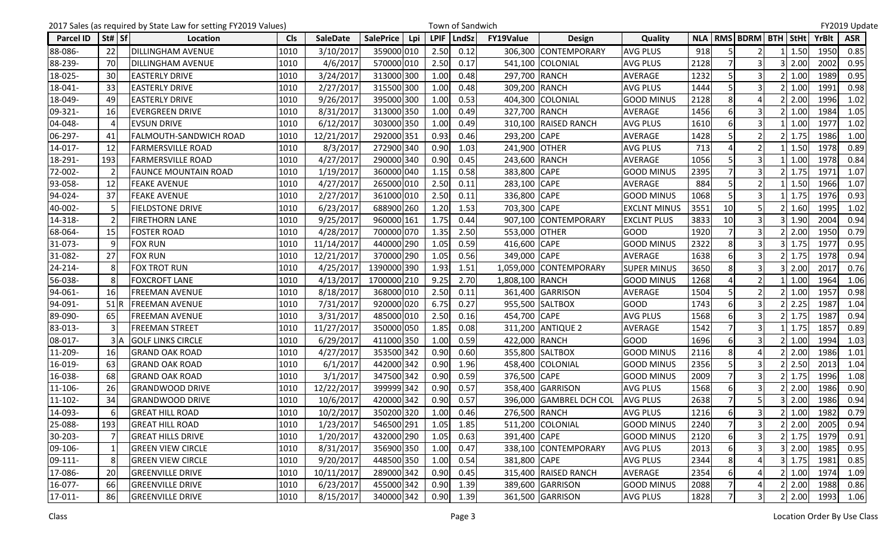2017 Sales (as required by State Law for setting FY2019 Values) Town of Sandwich FY2019 Update

| Parcel ID | St# | Sf | Location | Cls | SaleDate | SalePrice | Lpi | LPIF | LndSz | FY19Value | Design | Quality | NLA | RMS | BDRM | BTH | StHt | YrBlt | ASR |
|---|---|---|---|---|---|---|---|---|---|---|---|---|---|---|---|---|---|---|---|
| 88-086- | 22 | | DILLINGHAM AVENUE | 1010 | 3/10/2017 | 359000 | 010 | 2.50 | 0.12 | 306,300 | CONTEMPORARY | AVG PLUS | 918 | 5 | 2 | 1 | 1.50 | 1950 | 0.85 |
| 88-239- | 70 | | DILLINGHAM AVENUE | 1010 | 4/6/2017 | 570000 | 010 | 2.50 | 0.17 | 541,100 | COLONIAL | AVG PLUS | 2128 | 7 | 3 | 3 | 2.00 | 2002 | 0.95 |
| 18-025- | 30 | | EASTERLY DRIVE | 1010 | 3/24/2017 | 313000 | 300 | 1.00 | 0.48 | 297,700 | RANCH | AVERAGE | 1232 | 5 | 3 | 2 | 1.00 | 1989 | 0.95 |
| 18-041- | 33 | | EASTERLY DRIVE | 1010 | 2/27/2017 | 315500 | 300 | 1.00 | 0.48 | 309,200 | RANCH | AVG PLUS | 1444 | 5 | 3 | 2 | 1.00 | 1991 | 0.98 |
| 18-049- | 49 | | EASTERLY DRIVE | 1010 | 9/26/2017 | 395000 | 300 | 1.00 | 0.53 | 404,300 | COLONIAL | GOOD MINUS | 2128 | 8 | 4 | 2 | 2.00 | 1996 | 1.02 |
| 09-321- | 16 | | EVERGREEN DRIVE | 1010 | 8/31/2017 | 313000 | 350 | 1.00 | 0.49 | 327,700 | RANCH | AVERAGE | 1456 | 6 | 3 | 2 | 1.00 | 1984 | 1.05 |
| 04-048- | 4 | | EVSUN DRIVE | 1010 | 6/12/2017 | 303000 | 350 | 1.00 | 0.49 | 310,100 | RAISED RANCH | AVG PLUS | 1610 | 6 | 3 | 1 | 1.00 | 1977 | 1.02 |
| 06-297- | 41 | | FALMOUTH-SANDWICH ROAD | 1010 | 12/21/2017 | 292000 | 351 | 0.93 | 0.46 | 293,200 | CAPE | AVERAGE | 1428 | 5 | 2 | 2 | 1.75 | 1986 | 1.00 |
| 14-017- | 12 | | FARMERSVILLE ROAD | 1010 | 8/3/2017 | 272900 | 340 | 0.90 | 1.03 | 241,900 | OTHER | AVG PLUS | 713 | 4 | 2 | 1 | 1.50 | 1978 | 0.89 |
| 18-291- | 193 | | FARMERSVILLE ROAD | 1010 | 4/27/2017 | 290000 | 340 | 0.90 | 0.45 | 243,600 | RANCH | AVERAGE | 1056 | 5 | 3 | 1 | 1.00 | 1978 | 0.84 |
| 72-002- | 2 | | FAUNCE MOUNTAIN ROAD | 1010 | 1/19/2017 | 360000 | 040 | 1.15 | 0.58 | 383,800 | CAPE | GOOD MINUS | 2395 | 7 | 3 | 2 | 1.75 | 1971 | 1.07 |
| 93-058- | 12 | | FEAKE AVENUE | 1010 | 4/27/2017 | 265000 | 010 | 2.50 | 0.11 | 283,100 | CAPE | AVERAGE | 884 | 5 | 2 | 1 | 1.50 | 1966 | 1.07 |
| 94-024- | 37 | | FEAKE AVENUE | 1010 | 2/27/2017 | 361000 | 010 | 2.50 | 0.11 | 336,800 | CAPE | GOOD MINUS | 1068 | 5 | 3 | 1 | 1.75 | 1976 | 0.93 |
| 40-002- | 5 | | FIELDSTONE DRIVE | 1010 | 6/23/2017 | 688900 | 260 | 1.20 | 1.53 | 703,300 | CAPE | EXCLNT MINUS | 3551 | 10 | 5 | 2 | 1.60 | 1995 | 1.02 |
| 14-318- | 2 | | FIRETHORN LANE | 1010 | 9/25/2017 | 960000 | 161 | 1.75 | 0.44 | 907,100 | CONTEMPORARY | EXCLNT PLUS | 3833 | 10 | 3 | 3 | 1.90 | 2004 | 0.94 |
| 68-064- | 15 | | FOSTER ROAD | 1010 | 4/28/2017 | 700000 | 070 | 1.35 | 2.50 | 553,000 | OTHER | GOOD | 1920 | 7 | 3 | 2 | 2.00 | 1950 | 0.79 |
| 31-073- | 9 | | FOX RUN | 1010 | 11/14/2017 | 440000 | 290 | 1.05 | 0.59 | 416,600 | CAPE | GOOD MINUS | 2322 | 8 | 3 | 3 | 1.75 | 1977 | 0.95 |
| 31-082- | 27 | | FOX RUN | 1010 | 12/21/2017 | 370000 | 290 | 1.05 | 0.56 | 349,000 | CAPE | AVERAGE | 1638 | 6 | 3 | 2 | 1.75 | 1978 | 0.94 |
| 24-214- | 8 | | FOX TROT RUN | 1010 | 4/25/2017 | 1390000 | 390 | 1.93 | 1.51 | 1,059,000 | CONTEMPORARY | SUPER MINUS | 3650 | 8 | 3 | 3 | 2.00 | 2017 | 0.76 |
| 56-038- | 8 | | FOXCROFT LANE | 1010 | 4/13/2017 | 1700000 | 210 | 9.25 | 2.70 | 1,808,100 | RANCH | GOOD MINUS | 1268 | 4 | 2 | 1 | 1.00 | 1964 | 1.06 |
| 94-061- | 16 | | FREEMAN AVENUE | 1010 | 8/18/2017 | 368000 | 010 | 2.50 | 0.11 | 361,400 | GARRISON | AVERAGE | 1504 | 5 | 2 | 2 | 1.00 | 1957 | 0.98 |
| 94-091- | 51 | R | FREEMAN AVENUE | 1010 | 7/31/2017 | 920000 | 020 | 6.75 | 0.27 | 955,500 | SALTBOX | GOOD | 1743 | 6 | 3 | 2 | 2.25 | 1987 | 1.04 |
| 89-090- | 65 | | FREEMAN AVENUE | 1010 | 3/31/2017 | 485000 | 010 | 2.50 | 0.16 | 454,700 | CAPE | AVG PLUS | 1568 | 6 | 3 | 2 | 1.75 | 1987 | 0.94 |
| 83-013- | 3 | | FREEMAN STREET | 1010 | 11/27/2017 | 350000 | 050 | 1.85 | 0.08 | 311,200 | ANTIQUE 2 | AVERAGE | 1542 | 7 | 3 | 1 | 1.75 | 1857 | 0.89 |
| 08-017- | 3 | A | GOLF LINKS CIRCLE | 1010 | 6/29/2017 | 411000 | 350 | 1.00 | 0.59 | 422,000 | RANCH | GOOD | 1696 | 6 | 3 | 2 | 1.00 | 1994 | 1.03 |
| 11-209- | 16 | | GRAND OAK ROAD | 1010 | 4/27/2017 | 353500 | 342 | 0.90 | 0.60 | 355,800 | SALTBOX | GOOD MINUS | 2116 | 8 | 4 | 2 | 2.00 | 1986 | 1.01 |
| 16-019- | 63 | | GRAND OAK ROAD | 1010 | 6/1/2017 | 442000 | 342 | 0.90 | 1.96 | 458,400 | COLONIAL | GOOD MINUS | 2356 | 5 | 3 | 2 | 2.50 | 2013 | 1.04 |
| 16-038- | 68 | | GRAND OAK ROAD | 1010 | 3/1/2017 | 347500 | 342 | 0.90 | 0.59 | 376,500 | CAPE | GOOD MINUS | 2009 | 7 | 3 | 2 | 1.75 | 1996 | 1.08 |
| 11-106- | 26 | | GRANDWOOD DRIVE | 1010 | 12/22/2017 | 399999 | 342 | 0.90 | 0.57 | 358,400 | GARRISON | AVG PLUS | 1568 | 6 | 3 | 2 | 2.00 | 1986 | 0.90 |
| 11-102- | 34 | | GRANDWOOD DRIVE | 1010 | 10/6/2017 | 420000 | 342 | 0.90 | 0.57 | 396,000 | GAMBREL DCH COL | AVG PLUS | 2638 | 7 | 5 | 3 | 2.00 | 1986 | 0.94 |
| 14-093- | 6 | | GREAT HILL ROAD | 1010 | 10/2/2017 | 350200 | 320 | 1.00 | 0.46 | 276,500 | RANCH | AVG PLUS | 1216 | 6 | 3 | 2 | 1.00 | 1982 | 0.79 |
| 25-088- | 193 | | GREAT HILL ROAD | 1010 | 1/23/2017 | 546500 | 291 | 1.05 | 1.85 | 511,200 | COLONIAL | GOOD MINUS | 2240 | 7 | 3 | 2 | 2.00 | 2005 | 0.94 |
| 30-203- | 7 | | GREAT HILLS DRIVE | 1010 | 1/20/2017 | 432000 | 290 | 1.05 | 0.63 | 391,400 | CAPE | GOOD MINUS | 2120 | 6 | 3 | 2 | 1.75 | 1979 | 0.91 |
| 09-106- | 1 | | GREEN VIEW CIRCLE | 1010 | 8/31/2017 | 356900 | 350 | 1.00 | 0.47 | 338,100 | CONTEMPORARY | AVG PLUS | 2013 | 6 | 3 | 3 | 2.00 | 1985 | 0.95 |
| 09-111- | 8 | | GREEN VIEW CIRCLE | 1010 | 9/20/2017 | 448500 | 350 | 1.00 | 0.54 | 381,800 | CAPE | AVG PLUS | 2344 | 8 | 4 | 3 | 1.75 | 1981 | 0.85 |
| 17-086- | 20 | | GREENVILLE DRIVE | 1010 | 10/11/2017 | 289000 | 342 | 0.90 | 0.45 | 315,400 | RAISED RANCH | AVERAGE | 2354 | 6 | 4 | 2 | 1.00 | 1974 | 1.09 |
| 16-077- | 66 | | GREENVILLE DRIVE | 1010 | 6/23/2017 | 455000 | 342 | 0.90 | 1.39 | 389,600 | GARRISON | GOOD MINUS | 2088 | 7 | 4 | 2 | 2.00 | 1988 | 0.86 |
| 17-011- | 86 | | GREENVILLE DRIVE | 1010 | 8/15/2017 | 340000 | 342 | 0.90 | 1.39 | 361,500 | GARRISON | AVG PLUS | 1828 | 7 | 3 | 2 | 2.00 | 1993 | 1.06 |

Class Location Order By Use Class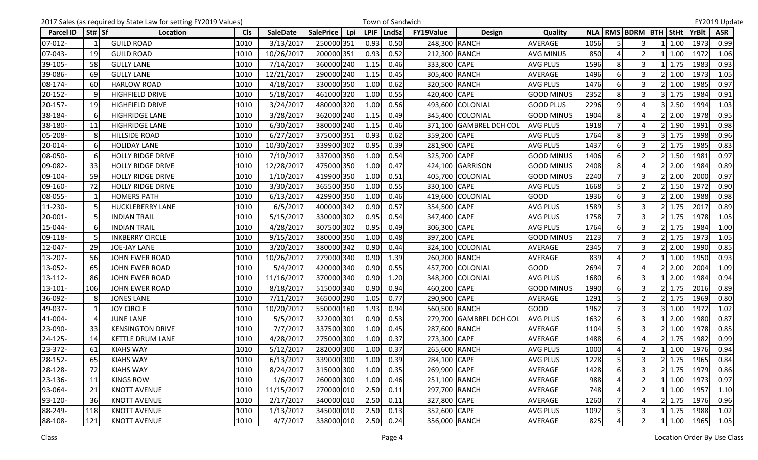2017 Sales (as required by State Law for setting FY2019 Values) — Town of Sandwich — FY2019 Update

| Parcel ID | St# | Sf | Location | Cls | SaleDate | SalePrice | Lpi | LPIF | LndSz | FY19Value | Design | Quality | NLA | RMS | BDRM | BTH | StHt | YrBlt | ASR |
|---|---|---|---|---|---|---|---|---|---|---|---|---|---|---|---|---|---|---|---|
| 07-012- | 1 | | GUILD ROAD | 1010 | 3/13/2017 | 250000 | 351 | 0.93 | 0.50 | 248,300 | RANCH | AVERAGE | 1056 | 5 | 3 | 1 | 1.00 | 1973 | 0.99 |
| 07-043- | 19 | | GUILD ROAD | 1010 | 10/26/2017 | 200000 | 351 | 0.93 | 0.52 | 212,300 | RANCH | AVG MINUS | 850 | 4 | 2 | 1 | 1.00 | 1972 | 1.06 |
| 39-105- | 58 | | GULLY LANE | 1010 | 7/14/2017 | 360000 | 240 | 1.15 | 0.46 | 333,800 | CAPE | AVG PLUS | 1596 | 8 | 3 | 1 | 1.75 | 1983 | 0.93 |
| 39-086- | 69 | | GULLY LANE | 1010 | 12/21/2017 | 290000 | 240 | 1.15 | 0.45 | 305,400 | RANCH | AVERAGE | 1496 | 6 | 3 | 2 | 1.00 | 1973 | 1.05 |
| 08-174- | 60 | | HARLOW ROAD | 1010 | 4/18/2017 | 330000 | 350 | 1.00 | 0.62 | 320,500 | RANCH | AVG PLUS | 1476 | 6 | 3 | 2 | 1.00 | 1985 | 0.97 |
| 20-152- | 9 | | HIGHFIELD DRIVE | 1010 | 5/18/2017 | 461000 | 320 | 1.00 | 0.55 | 420,400 | CAPE | GOOD MINUS | 2352 | 8 | 3 | 3 | 1.75 | 1984 | 0.91 |
| 20-157- | 19 | | HIGHFIELD DRIVE | 1010 | 3/24/2017 | 480000 | 320 | 1.00 | 0.56 | 493,600 | COLONIAL | GOOD PLUS | 2296 | 9 | 4 | 3 | 2.50 | 1994 | 1.03 |
| 38-184- | 6 | | HIGHRIDGE LANE | 1010 | 3/28/2017 | 362000 | 240 | 1.15 | 0.49 | 345,400 | COLONIAL | GOOD MINUS | 1904 | 8 | 4 | 2 | 2.00 | 1978 | 0.95 |
| 38-180- | 11 | | HIGHRIDGE LANE | 1010 | 6/30/2017 | 380000 | 240 | 1.15 | 0.46 | 371,100 | GAMBREL DCH COL | AVG PLUS | 1918 | 7 | 4 | 2 | 1.90 | 1991 | 0.98 |
| 05-208- | 8 | | HILLSIDE ROAD | 1010 | 6/27/2017 | 375000 | 351 | 0.93 | 0.62 | 359,200 | CAPE | AVG PLUS | 1764 | 8 | 3 | 3 | 1.75 | 1998 | 0.96 |
| 20-014- | 6 | | HOLIDAY LANE | 1010 | 10/30/2017 | 339900 | 302 | 0.95 | 0.39 | 281,900 | CAPE | AVG PLUS | 1437 | 6 | 3 | 2 | 1.75 | 1985 | 0.83 |
| 08-050- | 6 | | HOLLY RIDGE DRIVE | 1010 | 7/10/2017 | 337000 | 350 | 1.00 | 0.54 | 325,700 | CAPE | GOOD MINUS | 1406 | 6 | 2 | 2 | 1.50 | 1981 | 0.97 |
| 09-082- | 33 | | HOLLY RIDGE DRIVE | 1010 | 12/28/2017 | 475000 | 350 | 1.00 | 0.47 | 424,100 | GARRISON | GOOD MINUS | 2408 | 8 | 4 | 2 | 2.00 | 1984 | 0.89 |
| 09-104- | 59 | | HOLLY RIDGE DRIVE | 1010 | 1/10/2017 | 419900 | 350 | 1.00 | 0.51 | 405,700 | COLONIAL | GOOD MINUS | 2240 | 7 | 3 | 2 | 2.00 | 2000 | 0.97 |
| 09-160- | 72 | | HOLLY RIDGE DRIVE | 1010 | 3/30/2017 | 365500 | 350 | 1.00 | 0.55 | 330,100 | CAPE | AVG PLUS | 1668 | 5 | 2 | 2 | 1.50 | 1972 | 0.90 |
| 08-055- | 1 | | HOMERS PATH | 1010 | 6/13/2017 | 429900 | 350 | 1.00 | 0.46 | 419,600 | COLONIAL | GOOD | 1936 | 6 | 3 | 2 | 2.00 | 1988 | 0.98 |
| 11-230- | 5 | | HUCKLEBERRY LANE | 1010 | 6/5/2017 | 400000 | 342 | 0.90 | 0.57 | 354,500 | CAPE | AVG PLUS | 1589 | 5 | 3 | 2 | 1.75 | 2017 | 0.89 |
| 20-001- | 5 | | INDIAN TRAIL | 1010 | 5/15/2017 | 330000 | 302 | 0.95 | 0.54 | 347,400 | CAPE | AVG PLUS | 1758 | 7 | 3 | 2 | 1.75 | 1978 | 1.05 |
| 15-044- | 6 | | INDIAN TRAIL | 1010 | 4/28/2017 | 307500 | 302 | 0.95 | 0.49 | 306,300 | CAPE | AVG PLUS | 1764 | 6 | 3 | 2 | 1.75 | 1984 | 1.00 |
| 09-118- | 5 | | INKBERRY CIRCLE | 1010 | 9/15/2017 | 380000 | 350 | 1.00 | 0.48 | 397,200 | CAPE | GOOD MINUS | 2123 | 7 | 3 | 2 | 1.75 | 1973 | 1.05 |
| 12-047- | 29 | | JOE-JAY LANE | 1010 | 3/20/2017 | 380000 | 342 | 0.90 | 0.44 | 324,100 | COLONIAL | AVERAGE | 2345 | 7 | 3 | 2 | 2.00 | 1990 | 0.85 |
| 13-207- | 56 | | JOHN EWER ROAD | 1010 | 10/26/2017 | 279000 | 340 | 0.90 | 1.39 | 260,200 | RANCH | AVERAGE | 839 | 4 | 2 | 1 | 1.00 | 1950 | 0.93 |
| 13-052- | 65 | | JOHN EWER ROAD | 1010 | 5/4/2017 | 420000 | 340 | 0.90 | 0.55 | 457,700 | COLONIAL | GOOD | 2694 | 7 | 4 | 2 | 2.00 | 2004 | 1.09 |
| 13-112- | 86 | | JOHN EWER ROAD | 1010 | 11/16/2017 | 370000 | 340 | 0.90 | 1.20 | 348,200 | COLONIAL | AVG PLUS | 1680 | 6 | 3 | 1 | 2.00 | 1984 | 0.94 |
| 13-101- | 106 | | JOHN EWER ROAD | 1010 | 8/18/2017 | 515000 | 340 | 0.90 | 0.94 | 460,200 | CAPE | GOOD MINUS | 1990 | 6 | 3 | 2 | 1.75 | 2016 | 0.89 |
| 36-092- | 8 | | JONES LANE | 1010 | 7/11/2017 | 365000 | 290 | 1.05 | 0.77 | 290,900 | CAPE | AVERAGE | 1291 | 5 | 2 | 2 | 1.75 | 1969 | 0.80 |
| 49-037- | 1 | | JOY CIRCLE | 1010 | 10/20/2017 | 550000 | 160 | 1.93 | 0.94 | 560,500 | RANCH | GOOD | 1962 | 7 | 3 | 3 | 1.00 | 1972 | 1.02 |
| 41-004- | 4 | | JUNE LANE | 1010 | 5/5/2017 | 322000 | 301 | 0.90 | 0.53 | 279,700 | GAMBREL DCH COL | AVG PLUS | 1632 | 6 | 3 | 1 | 2.00 | 1980 | 0.87 |
| 23-090- | 33 | | KENSINGTON DRIVE | 1010 | 7/7/2017 | 337500 | 300 | 1.00 | 0.45 | 287,600 | RANCH | AVERAGE | 1104 | 5 | 3 | 2 | 1.00 | 1978 | 0.85 |
| 24-125- | 14 | | KETTLE DRUM LANE | 1010 | 4/28/2017 | 275000 | 300 | 1.00 | 0.37 | 273,300 | CAPE | AVERAGE | 1488 | 6 | 4 | 2 | 1.75 | 1982 | 0.99 |
| 23-372- | 61 | | KIAHS WAY | 1010 | 5/12/2017 | 282000 | 300 | 1.00 | 0.37 | 265,600 | RANCH | AVG PLUS | 1000 | 4 | 2 | 1 | 1.00 | 1976 | 0.94 |
| 28-152- | 65 | | KIAHS WAY | 1010 | 6/13/2017 | 339000 | 300 | 1.00 | 0.39 | 284,100 | CAPE | AVG PLUS | 1228 | 5 | 3 | 2 | 1.75 | 1965 | 0.84 |
| 28-128- | 72 | | KIAHS WAY | 1010 | 8/24/2017 | 315000 | 300 | 1.00 | 0.35 | 269,900 | CAPE | AVERAGE | 1428 | 6 | 3 | 2 | 1.75 | 1979 | 0.86 |
| 23-136- | 11 | | KINGS ROW | 1010 | 1/6/2017 | 260000 | 300 | 1.00 | 0.46 | 251,100 | RANCH | AVERAGE | 988 | 4 | 2 | 1 | 1.00 | 1973 | 0.97 |
| 93-064- | 21 | | KNOTT AVENUE | 1010 | 11/15/2017 | 270000 | 010 | 2.50 | 0.11 | 297,700 | RANCH | AVERAGE | 748 | 4 | 2 | 1 | 1.00 | 1957 | 1.10 |
| 93-120- | 36 | | KNOTT AVENUE | 1010 | 2/17/2017 | 340000 | 010 | 2.50 | 0.11 | 327,800 | CAPE | AVERAGE | 1260 | 7 | 4 | 2 | 1.75 | 1976 | 0.96 |
| 88-249- | 118 | | KNOTT AVENUE | 1010 | 1/13/2017 | 345000 | 010 | 2.50 | 0.13 | 352,600 | CAPE | AVG PLUS | 1092 | 5 | 3 | 1 | 1.75 | 1988 | 1.02 |
| 88-108- | 121 | | KNOTT AVENUE | 1010 | 4/7/2017 | 338000 | 010 | 2.50 | 0.24 | 356,000 | RANCH | AVERAGE | 825 | 4 | 2 | 1 | 1.00 | 1965 | 1.05 |

Class — Location Order By Use Class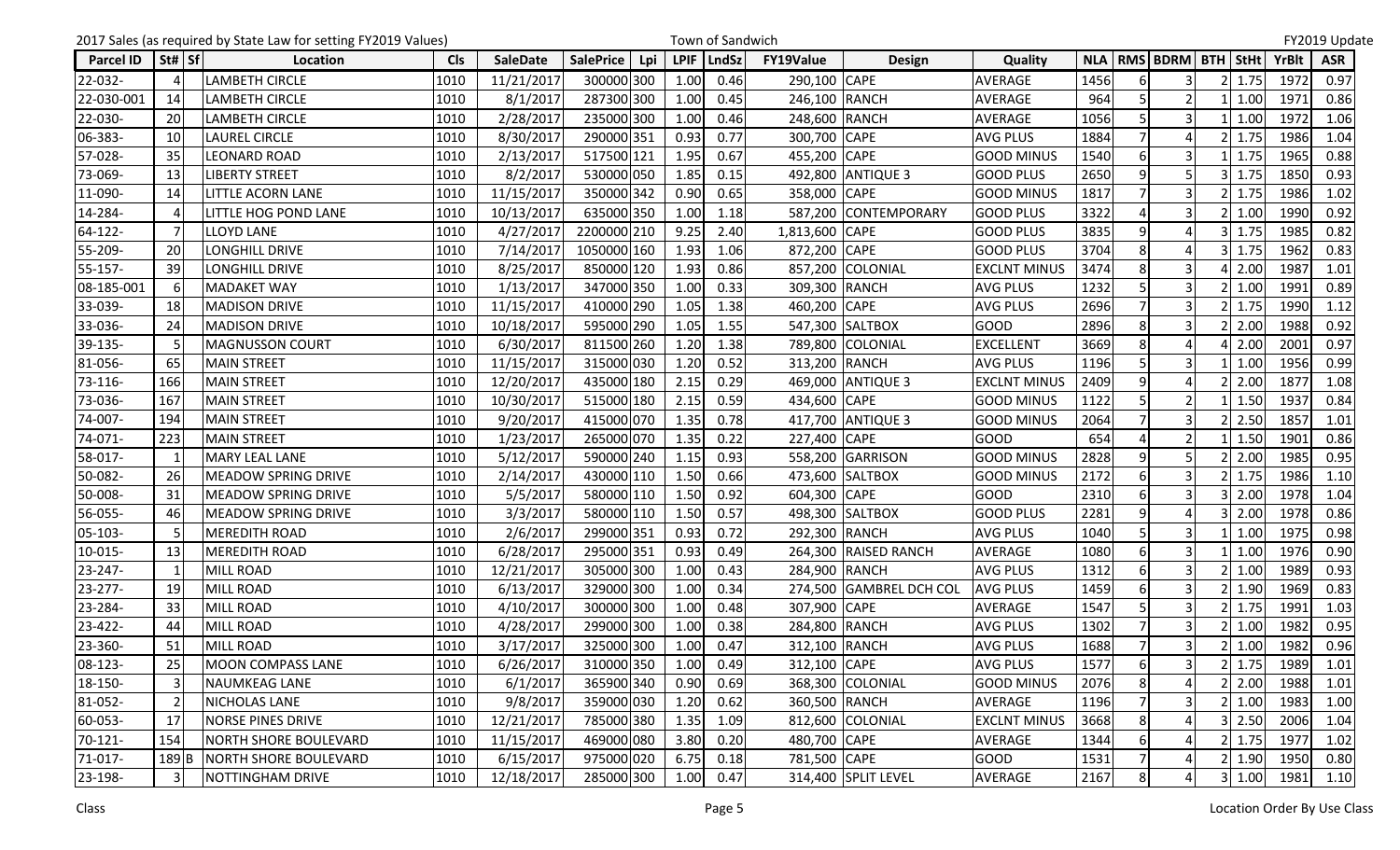2017 Sales (as required by State Law for setting FY2019 Values) Town of Sandwich FY2019 Update

| Parcel ID | St# | Sf | Location | Cls | SaleDate | SalePrice | Lpi | LPIF | LndSz | FY19Value | Design | Quality | NLA | RMS | BDRM | BTH | StHt | YrBlt | ASR |
|---|---|---|---|---|---|---|---|---|---|---|---|---|---|---|---|---|---|---|---|
| 22-032- | 4 | | LAMBETH CIRCLE | 1010 | 11/21/2017 | 300000 | 300 | 1.00 | 0.46 | 290,100 | CAPE | AVERAGE | 1456 | 6 | 3 | 2 | 1.75 | 1972 | 0.97 |
| 22-030-001 | 14 | | LAMBETH CIRCLE | 1010 | 8/1/2017 | 287300 | 300 | 1.00 | 0.45 | 246,100 | RANCH | AVERAGE | 964 | 5 | 2 | 1 | 1.00 | 1971 | 0.86 |
| 22-030- | 20 | | LAMBETH CIRCLE | 1010 | 2/28/2017 | 235000 | 300 | 1.00 | 0.46 | 248,600 | RANCH | AVERAGE | 1056 | 5 | 3 | 1 | 1.00 | 1972 | 1.06 |
| 06-383- | 10 | | LAUREL CIRCLE | 1010 | 8/30/2017 | 290000 | 351 | 0.93 | 0.77 | 300,700 | CAPE | AVG PLUS | 1884 | 7 | 4 | 2 | 1.75 | 1986 | 1.04 |
| 57-028- | 35 | | LEONARD ROAD | 1010 | 2/13/2017 | 517500 | 121 | 1.95 | 0.67 | 455,200 | CAPE | GOOD MINUS | 1540 | 6 | 3 | 1 | 1.75 | 1965 | 0.88 |
| 73-069- | 13 | | LIBERTY STREET | 1010 | 8/2/2017 | 530000 | 050 | 1.85 | 0.15 | 492,800 | ANTIQUE 3 | GOOD PLUS | 2650 | 9 | 5 | 3 | 1.75 | 1850 | 0.93 |
| 11-090- | 14 | | LITTLE ACORN LANE | 1010 | 11/15/2017 | 350000 | 342 | 0.90 | 0.65 | 358,000 | CAPE | GOOD MINUS | 1817 | 7 | 3 | 2 | 1.75 | 1986 | 1.02 |
| 14-284- | 4 | | LITTLE HOG POND LANE | 1010 | 10/13/2017 | 635000 | 350 | 1.00 | 1.18 | 587,200 | CONTEMPORARY | GOOD PLUS | 3322 | 4 | 3 | 2 | 1.00 | 1990 | 0.92 |
| 64-122- | 7 | | LLOYD LANE | 1010 | 4/27/2017 | 2200000 | 210 | 9.25 | 2.40 | 1,813,600 | CAPE | GOOD PLUS | 3835 | 9 | 4 | 3 | 1.75 | 1985 | 0.82 |
| 55-209- | 20 | | LONGHILL DRIVE | 1010 | 7/14/2017 | 1050000 | 160 | 1.93 | 1.06 | 872,200 | CAPE | GOOD PLUS | 3704 | 8 | 4 | 3 | 1.75 | 1962 | 0.83 |
| 55-157- | 39 | | LONGHILL DRIVE | 1010 | 8/25/2017 | 850000 | 120 | 1.93 | 0.86 | 857,200 | COLONIAL | EXCLNT MINUS | 3474 | 8 | 3 | 4 | 2.00 | 1987 | 1.01 |
| 08-185-001 | 6 | | MADAKET WAY | 1010 | 1/13/2017 | 347000 | 350 | 1.00 | 0.33 | 309,300 | RANCH | AVG PLUS | 1232 | 5 | 3 | 2 | 1.00 | 1991 | 0.89 |
| 33-039- | 18 | | MADISON DRIVE | 1010 | 11/15/2017 | 410000 | 290 | 1.05 | 1.38 | 460,200 | CAPE | AVG PLUS | 2696 | 7 | 3 | 2 | 1.75 | 1990 | 1.12 |
| 33-036- | 24 | | MADISON DRIVE | 1010 | 10/18/2017 | 595000 | 290 | 1.05 | 1.55 | 547,300 | SALTBOX | GOOD | 2896 | 8 | 3 | 2 | 2.00 | 1988 | 0.92 |
| 39-135- | 5 | | MAGNUSSON COURT | 1010 | 6/30/2017 | 811500 | 260 | 1.20 | 1.38 | 789,800 | COLONIAL | EXCELLENT | 3669 | 8 | 4 | 4 | 2.00 | 2001 | 0.97 |
| 81-056- | 65 | | MAIN STREET | 1010 | 11/15/2017 | 315000 | 030 | 1.20 | 0.52 | 313,200 | RANCH | AVG PLUS | 1196 | 5 | 3 | 1 | 1.00 | 1956 | 0.99 |
| 73-116- | 166 | | MAIN STREET | 1010 | 12/20/2017 | 435000 | 180 | 2.15 | 0.29 | 469,000 | ANTIQUE 3 | EXCLNT MINUS | 2409 | 9 | 4 | 2 | 2.00 | 1877 | 1.08 |
| 73-036- | 167 | | MAIN STREET | 1010 | 10/30/2017 | 515000 | 180 | 2.15 | 0.59 | 434,600 | CAPE | GOOD MINUS | 1122 | 5 | 2 | 1 | 1.50 | 1937 | 0.84 |
| 74-007- | 194 | | MAIN STREET | 1010 | 9/20/2017 | 415000 | 070 | 1.35 | 0.78 | 417,700 | ANTIQUE 3 | GOOD MINUS | 2064 | 7 | 3 | 2 | 2.50 | 1857 | 1.01 |
| 74-071- | 223 | | MAIN STREET | 1010 | 1/23/2017 | 265000 | 070 | 1.35 | 0.22 | 227,400 | CAPE | GOOD | 654 | 4 | 2 | 1 | 1.50 | 1901 | 0.86 |
| 58-017- | 1 | | MARY LEAL LANE | 1010 | 5/12/2017 | 590000 | 240 | 1.15 | 0.93 | 558,200 | GARRISON | GOOD MINUS | 2828 | 9 | 5 | 2 | 2.00 | 1985 | 0.95 |
| 50-082- | 26 | | MEADOW SPRING DRIVE | 1010 | 2/14/2017 | 430000 | 110 | 1.50 | 0.66 | 473,600 | SALTBOX | GOOD MINUS | 2172 | 6 | 3 | 2 | 1.75 | 1986 | 1.10 |
| 50-008- | 31 | | MEADOW SPRING DRIVE | 1010 | 5/5/2017 | 580000 | 110 | 1.50 | 0.92 | 604,300 | CAPE | GOOD | 2310 | 6 | 3 | 3 | 2.00 | 1978 | 1.04 |
| 56-055- | 46 | | MEADOW SPRING DRIVE | 1010 | 3/3/2017 | 580000 | 110 | 1.50 | 0.57 | 498,300 | SALTBOX | GOOD PLUS | 2281 | 9 | 4 | 3 | 2.00 | 1978 | 0.86 |
| 05-103- | 5 | | MEREDITH ROAD | 1010 | 2/6/2017 | 299000 | 351 | 0.93 | 0.72 | 292,300 | RANCH | AVG PLUS | 1040 | 5 | 3 | 1 | 1.00 | 1975 | 0.98 |
| 10-015- | 13 | | MEREDITH ROAD | 1010 | 6/28/2017 | 295000 | 351 | 0.93 | 0.49 | 264,300 | RAISED RANCH | AVERAGE | 1080 | 6 | 3 | 1 | 1.00 | 1976 | 0.90 |
| 23-247- | 1 | | MILL ROAD | 1010 | 12/21/2017 | 305000 | 300 | 1.00 | 0.43 | 284,900 | RANCH | AVG PLUS | 1312 | 6 | 3 | 2 | 1.00 | 1989 | 0.93 |
| 23-277- | 19 | | MILL ROAD | 1010 | 6/13/2017 | 329000 | 300 | 1.00 | 0.34 | 274,500 | GAMBREL DCH COL | AVG PLUS | 1459 | 6 | 3 | 2 | 1.90 | 1969 | 0.83 |
| 23-284- | 33 | | MILL ROAD | 1010 | 4/10/2017 | 300000 | 300 | 1.00 | 0.48 | 307,900 | CAPE | AVERAGE | 1547 | 5 | 3 | 2 | 1.75 | 1991 | 1.03 |
| 23-422- | 44 | | MILL ROAD | 1010 | 4/28/2017 | 299000 | 300 | 1.00 | 0.38 | 284,800 | RANCH | AVG PLUS | 1302 | 7 | 3 | 2 | 1.00 | 1982 | 0.95 |
| 23-360- | 51 | | MILL ROAD | 1010 | 3/17/2017 | 325000 | 300 | 1.00 | 0.47 | 312,100 | RANCH | AVG PLUS | 1688 | 7 | 3 | 2 | 1.00 | 1982 | 0.96 |
| 08-123- | 25 | | MOON COMPASS LANE | 1010 | 6/26/2017 | 310000 | 350 | 1.00 | 0.49 | 312,100 | CAPE | AVG PLUS | 1577 | 6 | 3 | 2 | 1.75 | 1989 | 1.01 |
| 18-150- | 3 | | NAUMKEAG LANE | 1010 | 6/1/2017 | 365900 | 340 | 0.90 | 0.69 | 368,300 | COLONIAL | GOOD MINUS | 2076 | 8 | 4 | 2 | 2.00 | 1988 | 1.01 |
| 81-052- | 2 | | NICHOLAS LANE | 1010 | 9/8/2017 | 359000 | 030 | 1.20 | 0.62 | 360,500 | RANCH | AVERAGE | 1196 | 7 | 3 | 2 | 1.00 | 1983 | 1.00 |
| 60-053- | 17 | | NORSE PINES DRIVE | 1010 | 12/21/2017 | 785000 | 380 | 1.35 | 1.09 | 812,600 | COLONIAL | EXCLNT MINUS | 3668 | 8 | 4 | 3 | 2.50 | 2006 | 1.04 |
| 70-121- | 154 | | NORTH SHORE BOULEVARD | 1010 | 11/15/2017 | 469000 | 080 | 3.80 | 0.20 | 480,700 | CAPE | AVERAGE | 1344 | 6 | 4 | 2 | 1.75 | 1977 | 1.02 |
| 71-017- | 189 | B | NORTH SHORE BOULEVARD | 1010 | 6/15/2017 | 975000 | 020 | 6.75 | 0.18 | 781,500 | CAPE | GOOD | 1531 | 7 | 4 | 2 | 1.90 | 1950 | 0.80 |
| 23-198- | 3 | | NOTTINGHAM DRIVE | 1010 | 12/18/2017 | 285000 | 300 | 1.00 | 0.47 | 314,400 | SPLIT LEVEL | AVERAGE | 2167 | 8 | 4 | 3 | 1.00 | 1981 | 1.10 |

Class Location Order By Use Class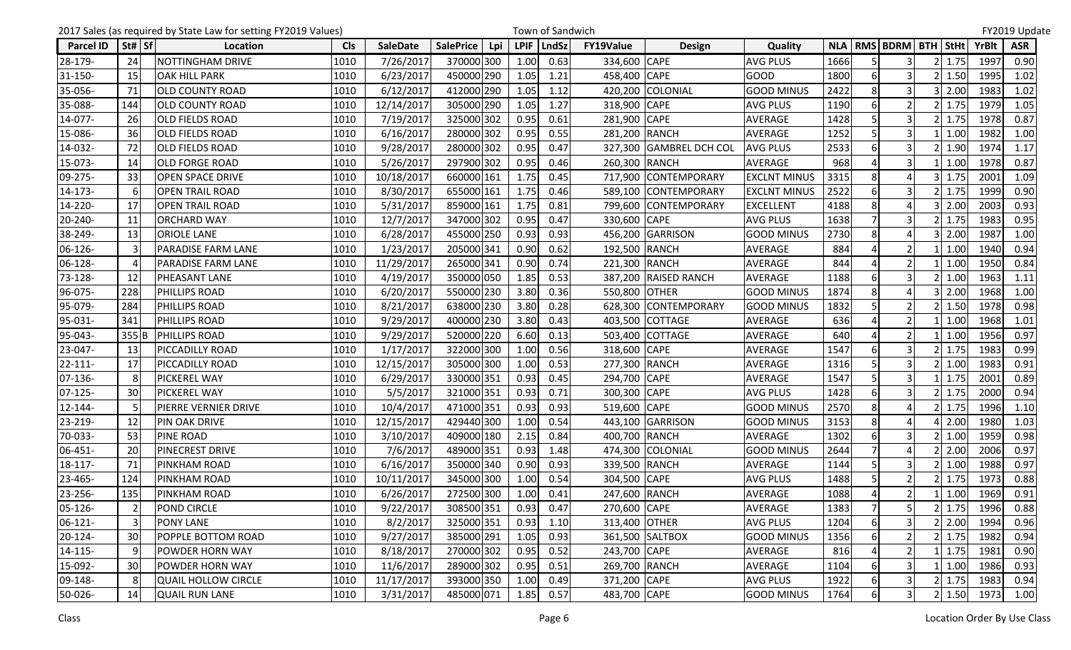2017 Sales (as required by State Law for setting FY2019 Values) — Town of Sandwich — FY2019 Update

| Parcel ID | St# | Sf | Location | Cls | SaleDate | SalePrice | Lpi | LPIF | LndSz | FY19Value | Design | Quality | NLA | RMS | BDRM | BTH | StHt | YrBlt | ASR |
|---|---|---|---|---|---|---|---|---|---|---|---|---|---|---|---|---|---|---|---|
| 28-179- | 24 | | NOTTINGHAM DRIVE | 1010 | 7/26/2017 | 370000 | 300 | 1.00 | 0.63 | 334,600 | CAPE | AVG PLUS | 1666 | 5 | 3 | 2 | 1.75 | 1997 | 0.90 |
| 31-150- | 15 | | OAK HILL PARK | 1010 | 6/23/2017 | 450000 | 290 | 1.05 | 1.21 | 458,400 | CAPE | GOOD | 1800 | 6 | 3 | 2 | 1.50 | 1995 | 1.02 |
| 35-056- | 71 | | OLD COUNTY ROAD | 1010 | 6/12/2017 | 412000 | 290 | 1.05 | 1.12 | 420,200 | COLONIAL | GOOD MINUS | 2422 | 8 | 3 | 3 | 2.00 | 1983 | 1.02 |
| 35-088- | 144 | | OLD COUNTY ROAD | 1010 | 12/14/2017 | 305000 | 290 | 1.05 | 1.27 | 318,900 | CAPE | AVG PLUS | 1190 | 6 | 2 | 2 | 1.75 | 1979 | 1.05 |
| 14-077- | 26 | | OLD FIELDS ROAD | 1010 | 7/19/2017 | 325000 | 302 | 0.95 | 0.61 | 281,900 | CAPE | AVERAGE | 1428 | 5 | 3 | 2 | 1.75 | 1978 | 0.87 |
| 15-086- | 36 | | OLD FIELDS ROAD | 1010 | 6/16/2017 | 280000 | 302 | 0.95 | 0.55 | 281,200 | RANCH | AVERAGE | 1252 | 5 | 3 | 1 | 1.00 | 1982 | 1.00 |
| 14-032- | 72 | | OLD FIELDS ROAD | 1010 | 9/28/2017 | 280000 | 302 | 0.95 | 0.47 | 327,300 | GAMBREL DCH COL | AVG PLUS | 2533 | 6 | 3 | 2 | 1.90 | 1974 | 1.17 |
| 15-073- | 14 | | OLD FORGE ROAD | 1010 | 5/26/2017 | 297900 | 302 | 0.95 | 0.46 | 260,300 | RANCH | AVERAGE | 968 | 4 | 3 | 1 | 1.00 | 1978 | 0.87 |
| 09-275- | 33 | | OPEN SPACE DRIVE | 1010 | 10/18/2017 | 660000 | 161 | 1.75 | 0.45 | 717,900 | CONTEMPORARY | EXCLNT MINUS | 3315 | 8 | 4 | 3 | 1.75 | 2001 | 1.09 |
| 14-173- | 6 | | OPEN TRAIL ROAD | 1010 | 8/30/2017 | 655000 | 161 | 1.75 | 0.46 | 589,100 | CONTEMPORARY | EXCLNT MINUS | 2522 | 6 | 3 | 2 | 1.75 | 1999 | 0.90 |
| 14-220- | 17 | | OPEN TRAIL ROAD | 1010 | 5/31/2017 | 859000 | 161 | 1.75 | 0.81 | 799,600 | CONTEMPORARY | EXCELLENT | 4188 | 8 | 4 | 3 | 2.00 | 2003 | 0.93 |
| 20-240- | 11 | | ORCHARD WAY | 1010 | 12/7/2017 | 347000 | 302 | 0.95 | 0.47 | 330,600 | CAPE | AVG PLUS | 1638 | 7 | 3 | 2 | 1.75 | 1983 | 0.95 |
| 38-249- | 13 | | ORIOLE LANE | 1010 | 6/28/2017 | 455000 | 250 | 0.93 | 0.93 | 456,200 | GARRISON | GOOD MINUS | 2730 | 8 | 4 | 3 | 2.00 | 1987 | 1.00 |
| 06-126- | 3 | | PARADISE FARM LANE | 1010 | 1/23/2017 | 205000 | 341 | 0.90 | 0.62 | 192,500 | RANCH | AVERAGE | 884 | 4 | 2 | 1 | 1.00 | 1940 | 0.94 |
| 06-128- | 4 | | PARADISE FARM LANE | 1010 | 11/29/2017 | 265000 | 341 | 0.90 | 0.74 | 221,300 | RANCH | AVERAGE | 844 | 4 | 2 | 1 | 1.00 | 1950 | 0.84 |
| 73-128- | 12 | | PHEASANT LANE | 1010 | 4/19/2017 | 350000 | 050 | 1.85 | 0.53 | 387,200 | RAISED RANCH | AVERAGE | 1188 | 6 | 3 | 2 | 1.00 | 1963 | 1.11 |
| 96-075- | 228 | | PHILLIPS ROAD | 1010 | 6/20/2017 | 550000 | 230 | 3.80 | 0.36 | 550,800 | OTHER | GOOD MINUS | 1874 | 8 | 4 | 3 | 2.00 | 1968 | 1.00 |
| 95-079- | 284 | | PHILLIPS ROAD | 1010 | 8/21/2017 | 638000 | 230 | 3.80 | 0.28 | 628,300 | CONTEMPORARY | GOOD MINUS | 1832 | 5 | 2 | 2 | 1.50 | 1978 | 0.98 |
| 95-031- | 341 | | PHILLIPS ROAD | 1010 | 9/29/2017 | 400000 | 230 | 3.80 | 0.43 | 403,500 | COTTAGE | AVERAGE | 636 | 4 | 2 | 1 | 1.00 | 1968 | 1.01 |
| 95-043- | 355 | B | PHILLIPS ROAD | 1010 | 9/29/2017 | 520000 | 220 | 6.60 | 0.13 | 503,400 | COTTAGE | AVERAGE | 640 | 4 | 2 | 1 | 1.00 | 1956 | 0.97 |
| 23-047- | 13 | | PICCADILLY ROAD | 1010 | 1/17/2017 | 322000 | 300 | 1.00 | 0.56 | 318,600 | CAPE | AVERAGE | 1547 | 6 | 3 | 2 | 1.75 | 1983 | 0.99 |
| 22-111- | 17 | | PICCADILLY ROAD | 1010 | 12/15/2017 | 305000 | 300 | 1.00 | 0.53 | 277,300 | RANCH | AVERAGE | 1316 | 5 | 3 | 2 | 1.00 | 1983 | 0.91 |
| 07-136- | 8 | | PICKEREL WAY | 1010 | 6/29/2017 | 330000 | 351 | 0.93 | 0.45 | 294,700 | CAPE | AVERAGE | 1547 | 5 | 3 | 1 | 1.75 | 2001 | 0.89 |
| 07-125- | 30 | | PICKEREL WAY | 1010 | 5/5/2017 | 321000 | 351 | 0.93 | 0.71 | 300,300 | CAPE | AVG PLUS | 1428 | 6 | 3 | 2 | 1.75 | 2000 | 0.94 |
| 12-144- | 5 | | PIERRE VERNIER DRIVE | 1010 | 10/4/2017 | 471000 | 351 | 0.93 | 0.93 | 519,600 | CAPE | GOOD MINUS | 2570 | 8 | 4 | 2 | 1.75 | 1996 | 1.10 |
| 23-219- | 12 | | PIN OAK DRIVE | 1010 | 12/15/2017 | 429440 | 300 | 1.00 | 0.54 | 443,100 | GARRISON | GOOD MINUS | 3153 | 8 | 4 | 4 | 2.00 | 1980 | 1.03 |
| 70-033- | 53 | | PINE ROAD | 1010 | 3/10/2017 | 409000 | 180 | 2.15 | 0.84 | 400,700 | RANCH | AVERAGE | 1302 | 6 | 3 | 2 | 1.00 | 1959 | 0.98 |
| 06-451- | 20 | | PINECREST DRIVE | 1010 | 7/6/2017 | 489000 | 351 | 0.93 | 1.48 | 474,300 | COLONIAL | GOOD MINUS | 2644 | 7 | 4 | 2 | 2.00 | 2006 | 0.97 |
| 18-117- | 71 | | PINKHAM ROAD | 1010 | 6/16/2017 | 350000 | 340 | 0.90 | 0.93 | 339,500 | RANCH | AVERAGE | 1144 | 5 | 3 | 2 | 1.00 | 1988 | 0.97 |
| 23-465- | 124 | | PINKHAM ROAD | 1010 | 10/11/2017 | 345000 | 300 | 1.00 | 0.54 | 304,500 | CAPE | AVG PLUS | 1488 | 5 | 2 | 2 | 1.75 | 1973 | 0.88 |
| 23-256- | 135 | | PINKHAM ROAD | 1010 | 6/26/2017 | 272500 | 300 | 1.00 | 0.41 | 247,600 | RANCH | AVERAGE | 1088 | 4 | 2 | 1 | 1.00 | 1969 | 0.91 |
| 05-126- | 2 | | POND CIRCLE | 1010 | 9/22/2017 | 308500 | 351 | 0.93 | 0.47 | 270,600 | CAPE | AVERAGE | 1383 | 7 | 5 | 2 | 1.75 | 1996 | 0.88 |
| 06-121- | 3 | | PONY LANE | 1010 | 8/2/2017 | 325000 | 351 | 0.93 | 1.10 | 313,400 | OTHER | AVG PLUS | 1204 | 6 | 3 | 2 | 2.00 | 1994 | 0.96 |
| 20-124- | 30 | | POPPLE BOTTOM ROAD | 1010 | 9/27/2017 | 385000 | 291 | 1.05 | 0.93 | 361,500 | SALTBOX | GOOD MINUS | 1356 | 6 | 2 | 2 | 1.75 | 1982 | 0.94 |
| 14-115- | 9 | | POWDER HORN WAY | 1010 | 8/18/2017 | 270000 | 302 | 0.95 | 0.52 | 243,700 | CAPE | AVERAGE | 816 | 4 | 2 | 1 | 1.75 | 1981 | 0.90 |
| 15-092- | 30 | | POWDER HORN WAY | 1010 | 11/6/2017 | 289000 | 302 | 0.95 | 0.51 | 269,700 | RANCH | AVERAGE | 1104 | 6 | 3 | 1 | 1.00 | 1986 | 0.93 |
| 09-148- | 8 | | QUAIL HOLLOW CIRCLE | 1010 | 11/17/2017 | 393000 | 350 | 1.00 | 0.49 | 371,200 | CAPE | AVG PLUS | 1922 | 6 | 3 | 2 | 1.75 | 1983 | 0.94 |
| 50-026- | 14 | | QUAIL RUN LANE | 1010 | 3/31/2017 | 485000 | 071 | 1.85 | 0.57 | 483,700 | CAPE | GOOD MINUS | 1764 | 6 | 3 | 2 | 1.50 | 1973 | 1.00 |

Class — Location Order By Use Class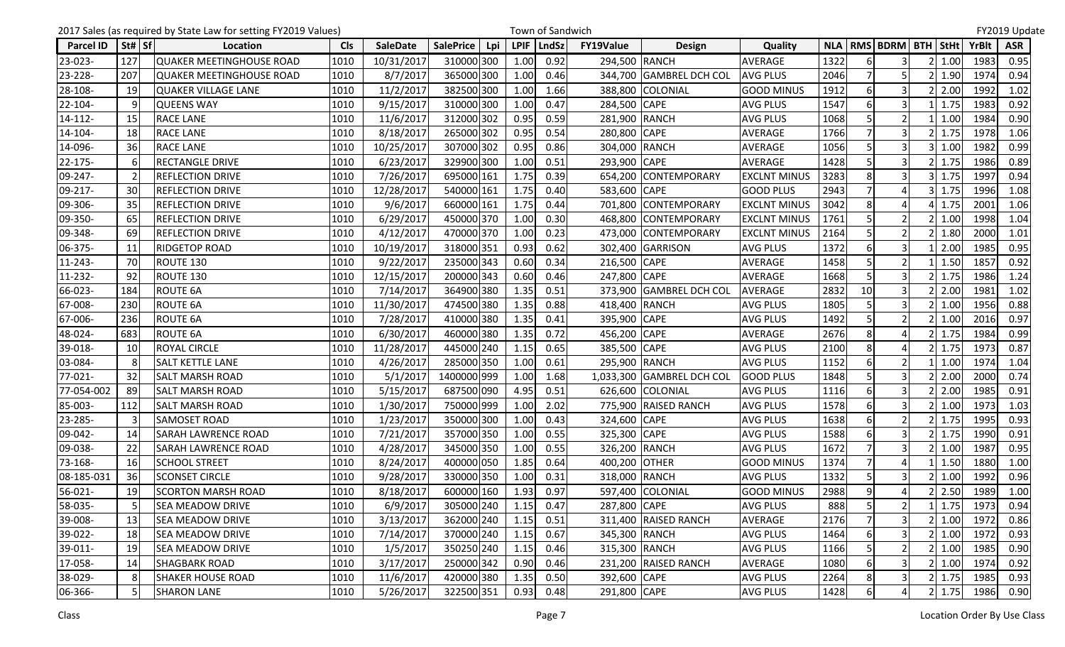2017 Sales (as required by State Law for setting FY2019 Values) | Town of Sandwich | FY2019 Update

| Parcel ID | St# | Sf | Location | Cls | SaleDate | SalePrice | Lpi | LPIF | LndSz | FY19Value | Design | Quality | NLA | RMS | BDRM | BTH | StHt | YrBlt | ASR |
|---|---|---|---|---|---|---|---|---|---|---|---|---|---|---|---|---|---|---|---|
| 23-023- | 127 | | QUAKER MEETINGHOUSE ROAD | 1010 | 10/31/2017 | 310000 | 300 | 1.00 | 0.92 | 294,500 | RANCH | AVERAGE | 1322 | 6 | 3 | 2 | 1.00 | 1983 | 0.95 |
| 23-228- | 207 | | QUAKER MEETINGHOUSE ROAD | 1010 | 8/7/2017 | 365000 | 300 | 1.00 | 0.46 | 344,700 | GAMBREL DCH COL | AVG PLUS | 2046 | 7 | 5 | 2 | 1.90 | 1974 | 0.94 |
| 28-108- | 19 | | QUAKER VILLAGE LANE | 1010 | 11/2/2017 | 382500 | 300 | 1.00 | 1.66 | 388,800 | COLONIAL | GOOD MINUS | 1912 | 6 | 3 | 2 | 2.00 | 1992 | 1.02 |
| 22-104- | 9 | | QUEENS WAY | 1010 | 9/15/2017 | 310000 | 300 | 1.00 | 0.47 | 284,500 | CAPE | AVG PLUS | 1547 | 6 | 3 | 1 | 1.75 | 1983 | 0.92 |
| 14-112- | 15 | | RACE LANE | 1010 | 11/6/2017 | 312000 | 302 | 0.95 | 0.59 | 281,900 | RANCH | AVG PLUS | 1068 | 5 | 2 | 1 | 1.00 | 1984 | 0.90 |
| 14-104- | 18 | | RACE LANE | 1010 | 8/18/2017 | 265000 | 302 | 0.95 | 0.54 | 280,800 | CAPE | AVERAGE | 1766 | 7 | 3 | 2 | 1.75 | 1978 | 1.06 |
| 14-096- | 36 | | RACE LANE | 1010 | 10/25/2017 | 307000 | 302 | 0.95 | 0.86 | 304,000 | RANCH | AVERAGE | 1056 | 5 | 3 | 3 | 1.00 | 1982 | 0.99 |
| 22-175- | 6 | | RECTANGLE DRIVE | 1010 | 6/23/2017 | 329900 | 300 | 1.00 | 0.51 | 293,900 | CAPE | AVERAGE | 1428 | 5 | 3 | 2 | 1.75 | 1986 | 0.89 |
| 09-247- | 2 | | REFLECTION DRIVE | 1010 | 7/26/2017 | 695000 | 161 | 1.75 | 0.39 | 654,200 | CONTEMPORARY | EXCLNT MINUS | 3283 | 8 | 3 | 3 | 1.75 | 1997 | 0.94 |
| 09-217- | 30 | | REFLECTION DRIVE | 1010 | 12/28/2017 | 540000 | 161 | 1.75 | 0.40 | 583,600 | CAPE | GOOD PLUS | 2943 | 7 | 4 | 3 | 1.75 | 1996 | 1.08 |
| 09-306- | 35 | | REFLECTION DRIVE | 1010 | 9/6/2017 | 660000 | 161 | 1.75 | 0.44 | 701,800 | CONTEMPORARY | EXCLNT MINUS | 3042 | 8 | 4 | 4 | 1.75 | 2001 | 1.06 |
| 09-350- | 65 | | REFLECTION DRIVE | 1010 | 6/29/2017 | 450000 | 370 | 1.00 | 0.30 | 468,800 | CONTEMPORARY | EXCLNT MINUS | 1761 | 5 | 2 | 2 | 1.00 | 1998 | 1.04 |
| 09-348- | 69 | | REFLECTION DRIVE | 1010 | 4/12/2017 | 470000 | 370 | 1.00 | 0.23 | 473,000 | CONTEMPORARY | EXCLNT MINUS | 2164 | 5 | 2 | 2 | 1.80 | 2000 | 1.01 |
| 06-375- | 11 | | RIDGETOP ROAD | 1010 | 10/19/2017 | 318000 | 351 | 0.93 | 0.62 | 302,400 | GARRISON | AVG PLUS | 1372 | 6 | 3 | 1 | 2.00 | 1985 | 0.95 |
| 11-243- | 70 | | ROUTE 130 | 1010 | 9/22/2017 | 235000 | 343 | 0.60 | 0.34 | 216,500 | CAPE | AVERAGE | 1458 | 5 | 2 | 1 | 1.50 | 1857 | 0.92 |
| 11-232- | 92 | | ROUTE 130 | 1010 | 12/15/2017 | 200000 | 343 | 0.60 | 0.46 | 247,800 | CAPE | AVERAGE | 1668 | 5 | 3 | 2 | 1.75 | 1986 | 1.24 |
| 66-023- | 184 | | ROUTE 6A | 1010 | 7/14/2017 | 364900 | 380 | 1.35 | 0.51 | 373,900 | GAMBREL DCH COL | AVERAGE | 2832 | 10 | 3 | 2 | 2.00 | 1981 | 1.02 |
| 67-008- | 230 | | ROUTE 6A | 1010 | 11/30/2017 | 474500 | 380 | 1.35 | 0.88 | 418,400 | RANCH | AVG PLUS | 1805 | 5 | 3 | 2 | 1.00 | 1956 | 0.88 |
| 67-006- | 236 | | ROUTE 6A | 1010 | 7/28/2017 | 410000 | 380 | 1.35 | 0.41 | 395,900 | CAPE | AVG PLUS | 1492 | 5 | 2 | 2 | 1.00 | 2016 | 0.97 |
| 48-024- | 683 | | ROUTE 6A | 1010 | 6/30/2017 | 460000 | 380 | 1.35 | 0.72 | 456,200 | CAPE | AVERAGE | 2676 | 8 | 4 | 2 | 1.75 | 1984 | 0.99 |
| 39-018- | 10 | | ROYAL CIRCLE | 1010 | 11/28/2017 | 445000 | 240 | 1.15 | 0.65 | 385,500 | CAPE | AVG PLUS | 2100 | 8 | 4 | 2 | 1.75 | 1973 | 0.87 |
| 03-084- | 8 | | SALT KETTLE LANE | 1010 | 4/26/2017 | 285000 | 350 | 1.00 | 0.61 | 295,900 | RANCH | AVG PLUS | 1152 | 6 | 2 | 1 | 1.00 | 1974 | 1.04 |
| 77-021- | 32 | | SALT MARSH ROAD | 1010 | 5/1/2017 | 1400000 | 999 | 1.00 | 1.68 | 1,033,300 | GAMBREL DCH COL | GOOD PLUS | 1848 | 5 | 3 | 2 | 2.00 | 2000 | 0.74 |
| 77-054-002 | 89 | | SALT MARSH ROAD | 1010 | 5/15/2017 | 687500 | 090 | 4.95 | 0.51 | 626,600 | COLONIAL | AVG PLUS | 1116 | 6 | 3 | 2 | 2.00 | 1985 | 0.91 |
| 85-003- | 112 | | SALT MARSH ROAD | 1010 | 1/30/2017 | 750000 | 999 | 1.00 | 2.02 | 775,900 | RAISED RANCH | AVG PLUS | 1578 | 6 | 3 | 2 | 1.00 | 1973 | 1.03 |
| 23-285- | 3 | | SAMOSET ROAD | 1010 | 1/23/2017 | 350000 | 300 | 1.00 | 0.43 | 324,600 | CAPE | AVG PLUS | 1638 | 6 | 2 | 2 | 1.75 | 1995 | 0.93 |
| 09-042- | 14 | | SARAH LAWRENCE ROAD | 1010 | 7/21/2017 | 357000 | 350 | 1.00 | 0.55 | 325,300 | CAPE | AVG PLUS | 1588 | 6 | 3 | 2 | 1.75 | 1990 | 0.91 |
| 09-038- | 22 | | SARAH LAWRENCE ROAD | 1010 | 4/28/2017 | 345000 | 350 | 1.00 | 0.55 | 326,200 | RANCH | AVG PLUS | 1672 | 7 | 3 | 2 | 1.00 | 1987 | 0.95 |
| 73-168- | 16 | | SCHOOL STREET | 1010 | 8/24/2017 | 400000 | 050 | 1.85 | 0.64 | 400,200 | OTHER | GOOD MINUS | 1374 | 7 | 4 | 1 | 1.50 | 1880 | 1.00 |
| 08-185-031 | 36 | | SCONSET CIRCLE | 1010 | 9/28/2017 | 330000 | 350 | 1.00 | 0.31 | 318,000 | RANCH | AVG PLUS | 1332 | 5 | 3 | 2 | 1.00 | 1992 | 0.96 |
| 56-021- | 19 | | SCORTON MARSH ROAD | 1010 | 8/18/2017 | 600000 | 160 | 1.93 | 0.97 | 597,400 | COLONIAL | GOOD MINUS | 2988 | 9 | 4 | 2 | 2.50 | 1989 | 1.00 |
| 58-035- | 5 | | SEA MEADOW DRIVE | 1010 | 6/9/2017 | 305000 | 240 | 1.15 | 0.47 | 287,800 | CAPE | AVG PLUS | 888 | 5 | 2 | 1 | 1.75 | 1973 | 0.94 |
| 39-008- | 13 | | SEA MEADOW DRIVE | 1010 | 3/13/2017 | 362000 | 240 | 1.15 | 0.51 | 311,400 | RAISED RANCH | AVERAGE | 2176 | 7 | 3 | 2 | 1.00 | 1972 | 0.86 |
| 39-022- | 18 | | SEA MEADOW DRIVE | 1010 | 7/14/2017 | 370000 | 240 | 1.15 | 0.67 | 345,300 | RANCH | AVG PLUS | 1464 | 6 | 3 | 2 | 1.00 | 1972 | 0.93 |
| 39-011- | 19 | | SEA MEADOW DRIVE | 1010 | 1/5/2017 | 350250 | 240 | 1.15 | 0.46 | 315,300 | RANCH | AVG PLUS | 1166 | 5 | 2 | 2 | 1.00 | 1985 | 0.90 |
| 17-058- | 14 | | SHAGBARK ROAD | 1010 | 3/17/2017 | 250000 | 342 | 0.90 | 0.46 | 231,200 | RAISED RANCH | AVERAGE | 1080 | 6 | 3 | 2 | 1.00 | 1974 | 0.92 |
| 38-029- | 8 | | SHAKER HOUSE ROAD | 1010 | 11/6/2017 | 420000 | 380 | 1.35 | 0.50 | 392,600 | CAPE | AVG PLUS | 2264 | 8 | 3 | 2 | 1.75 | 1985 | 0.93 |
| 06-366- | 5 | | SHARON LANE | 1010 | 5/26/2017 | 322500 | 351 | 0.93 | 0.48 | 291,800 | CAPE | AVG PLUS | 1428 | 6 | 4 | 2 | 1.75 | 1986 | 0.90 |

Class | Location Order By Use Class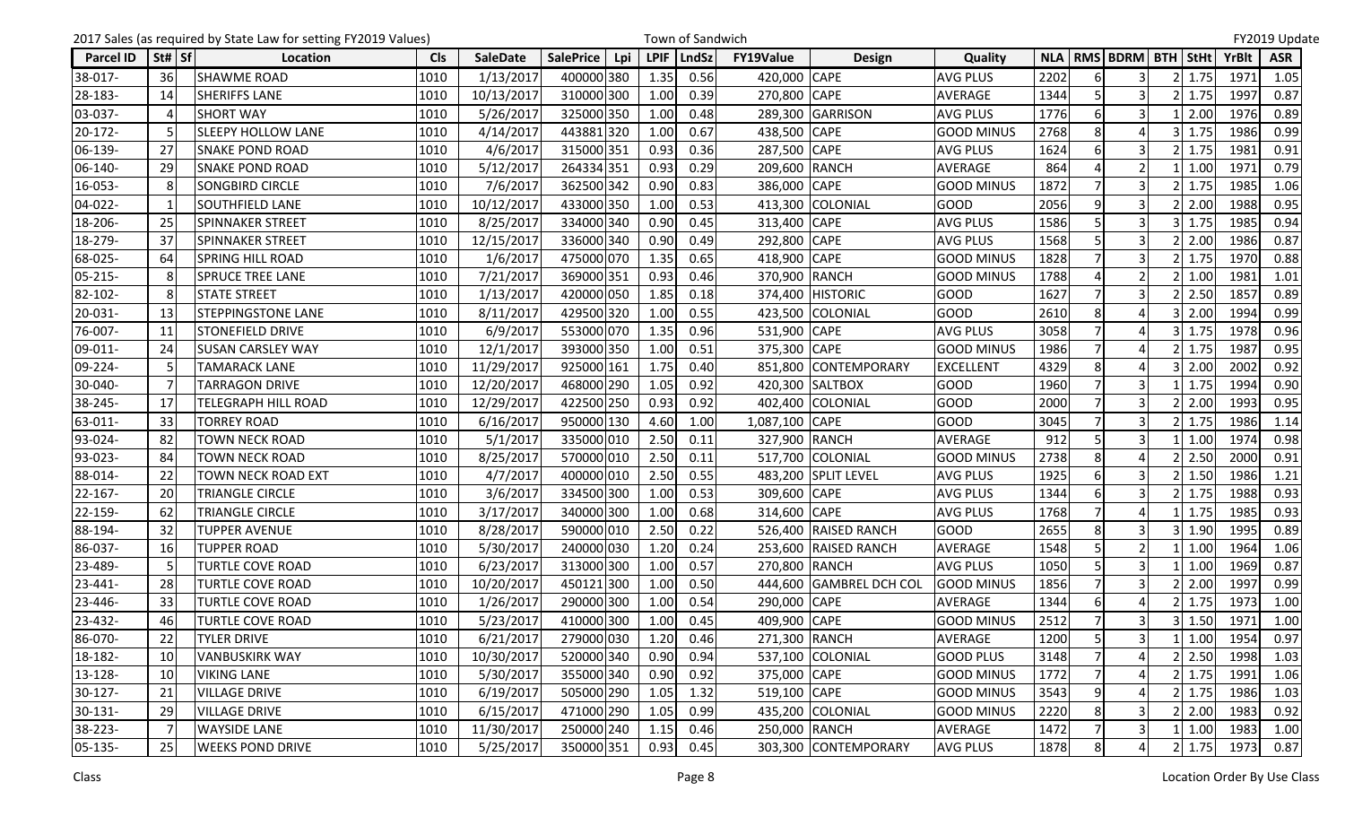2017 Sales (as required by State Law for setting FY2019 Values) — Town of Sandwich — FY2019 Update

| Parcel ID | St# | Sf | Location | Cls | SaleDate | SalePrice | Lpi | LPIF | LndSz | FY19Value | Design | Quality | NLA | RMS | BDRM | BTH | StHt | YrBlt | ASR |
|---|---|---|---|---|---|---|---|---|---|---|---|---|---|---|---|---|---|---|---|
| 38-017- | 36 | | SHAWME ROAD | 1010 | 1/13/2017 | 400000 | 380 | 1.35 | 0.56 | 420,000 | CAPE | AVG PLUS | 2202 | 6 | 3 | 2 | 1.75 | 1971 | 1.05 |
| 28-183- | 14 | | SHERIFFS LANE | 1010 | 10/13/2017 | 310000 | 300 | 1.00 | 0.39 | 270,800 | CAPE | AVERAGE | 1344 | 5 | 3 | 2 | 1.75 | 1997 | 0.87 |
| 03-037- | 4 | | SHORT WAY | 1010 | 5/26/2017 | 325000 | 350 | 1.00 | 0.48 | 289,300 | GARRISON | AVG PLUS | 1776 | 6 | 3 | 1 | 2.00 | 1976 | 0.89 |
| 20-172- | 5 | | SLEEPY HOLLOW LANE | 1010 | 4/14/2017 | 443881 | 320 | 1.00 | 0.67 | 438,500 | CAPE | GOOD MINUS | 2768 | 8 | 4 | 3 | 1.75 | 1986 | 0.99 |
| 06-139- | 27 | | SNAKE POND ROAD | 1010 | 4/6/2017 | 315000 | 351 | 0.93 | 0.36 | 287,500 | CAPE | AVG PLUS | 1624 | 6 | 3 | 2 | 1.75 | 1981 | 0.91 |
| 06-140- | 29 | | SNAKE POND ROAD | 1010 | 5/12/2017 | 264334 | 351 | 0.93 | 0.29 | 209,600 | RANCH | AVERAGE | 864 | 4 | 2 | 1 | 1.00 | 1971 | 0.79 |
| 16-053- | 8 | | SONGBIRD CIRCLE | 1010 | 7/6/2017 | 362500 | 342 | 0.90 | 0.83 | 386,000 | CAPE | GOOD MINUS | 1872 | 7 | 3 | 2 | 1.75 | 1985 | 1.06 |
| 04-022- | 1 | | SOUTHFIELD LANE | 1010 | 10/12/2017 | 433000 | 350 | 1.00 | 0.53 | 413,300 | COLONIAL | GOOD | 2056 | 9 | 3 | 2 | 2.00 | 1988 | 0.95 |
| 18-206- | 25 | | SPINNAKER STREET | 1010 | 8/25/2017 | 334000 | 340 | 0.90 | 0.45 | 313,400 | CAPE | AVG PLUS | 1586 | 5 | 3 | 3 | 1.75 | 1985 | 0.94 |
| 18-279- | 37 | | SPINNAKER STREET | 1010 | 12/15/2017 | 336000 | 340 | 0.90 | 0.49 | 292,800 | CAPE | AVG PLUS | 1568 | 5 | 3 | 2 | 2.00 | 1986 | 0.87 |
| 68-025- | 64 | | SPRING HILL ROAD | 1010 | 1/6/2017 | 475000 | 070 | 1.35 | 0.65 | 418,900 | CAPE | GOOD MINUS | 1828 | 7 | 3 | 2 | 1.75 | 1970 | 0.88 |
| 05-215- | 8 | | SPRUCE TREE LANE | 1010 | 7/21/2017 | 369000 | 351 | 0.93 | 0.46 | 370,900 | RANCH | GOOD MINUS | 1788 | 4 | 2 | 1 | 1.00 | 1981 | 1.01 |
| 82-102- | 8 | | STATE STREET | 1010 | 1/13/2017 | 420000 | 050 | 1.85 | 0.18 | 374,400 | HISTORIC | GOOD | 1627 | 7 | 3 | 2 | 2.50 | 1857 | 0.89 |
| 20-031- | 13 | | STEPPINGSTONE LANE | 1010 | 8/11/2017 | 429500 | 320 | 1.00 | 0.55 | 423,500 | COLONIAL | GOOD | 2610 | 8 | 4 | 3 | 2.00 | 1994 | 0.99 |
| 76-007- | 11 | | STONEFIELD DRIVE | 1010 | 6/9/2017 | 553000 | 070 | 1.35 | 0.96 | 531,900 | CAPE | AVG PLUS | 3058 | 7 | 4 | 3 | 1.75 | 1978 | 0.96 |
| 09-011- | 24 | | SUSAN CARSLEY WAY | 1010 | 12/1/2017 | 393000 | 350 | 1.00 | 0.51 | 375,300 | CAPE | GOOD MINUS | 1986 | 7 | 4 | 2 | 1.75 | 1987 | 0.95 |
| 09-224- | 5 | | TAMARACK LANE | 1010 | 11/29/2017 | 925000 | 161 | 1.75 | 0.40 | 851,800 | CONTEMPORARY | EXCELLENT | 4329 | 8 | 4 | 3 | 2.00 | 2002 | 0.92 |
| 30-040- | 7 | | TARRAGON DRIVE | 1010 | 12/20/2017 | 468000 | 290 | 1.05 | 0.92 | 420,300 | SALTBOX | GOOD | 1960 | 7 | 3 | 1 | 1.75 | 1994 | 0.90 |
| 38-245- | 17 | | TELEGRAPH HILL ROAD | 1010 | 12/29/2017 | 422500 | 250 | 0.93 | 0.92 | 402,400 | COLONIAL | GOOD | 2000 | 7 | 3 | 2 | 2.00 | 1993 | 0.95 |
| 63-011- | 33 | | TORREY ROAD | 1010 | 6/16/2017 | 950000 | 130 | 4.60 | 1.00 | 1,087,100 | CAPE | GOOD | 3045 | 7 | 3 | 2 | 1.75 | 1986 | 1.14 |
| 93-024- | 82 | | TOWN NECK ROAD | 1010 | 5/1/2017 | 335000 | 010 | 2.50 | 0.11 | 327,900 | RANCH | AVERAGE | 912 | 5 | 3 | 1 | 1.00 | 1974 | 0.98 |
| 93-023- | 84 | | TOWN NECK ROAD | 1010 | 8/25/2017 | 570000 | 010 | 2.50 | 0.11 | 517,700 | COLONIAL | GOOD MINUS | 2738 | 8 | 4 | 2 | 2.50 | 2000 | 0.91 |
| 88-014- | 22 | | TOWN NECK ROAD EXT | 1010 | 4/7/2017 | 400000 | 010 | 2.50 | 0.55 | 483,200 | SPLIT LEVEL | AVG PLUS | 1925 | 6 | 3 | 2 | 1.50 | 1986 | 1.21 |
| 22-167- | 20 | | TRIANGLE CIRCLE | 1010 | 3/6/2017 | 334500 | 300 | 1.00 | 0.53 | 309,600 | CAPE | AVG PLUS | 1344 | 6 | 3 | 2 | 1.75 | 1988 | 0.93 |
| 22-159- | 62 | | TRIANGLE CIRCLE | 1010 | 3/17/2017 | 340000 | 300 | 1.00 | 0.68 | 314,600 | CAPE | AVG PLUS | 1768 | 7 | 4 | 1 | 1.75 | 1985 | 0.93 |
| 88-194- | 32 | | TUPPER AVENUE | 1010 | 8/28/2017 | 590000 | 010 | 2.50 | 0.22 | 526,400 | RAISED RANCH | GOOD | 2655 | 8 | 3 | 3 | 1.90 | 1995 | 0.89 |
| 86-037- | 16 | | TUPPER ROAD | 1010 | 5/30/2017 | 240000 | 030 | 1.20 | 0.24 | 253,600 | RAISED RANCH | AVERAGE | 1548 | 5 | 2 | 1 | 1.00 | 1964 | 1.06 |
| 23-489- | 5 | | TURTLE COVE ROAD | 1010 | 6/23/2017 | 313000 | 300 | 1.00 | 0.57 | 270,800 | RANCH | AVG PLUS | 1050 | 5 | 3 | 1 | 1.00 | 1969 | 0.87 |
| 23-441- | 28 | | TURTLE COVE ROAD | 1010 | 10/20/2017 | 450121 | 300 | 1.00 | 0.50 | 444,600 | GAMBREL DCH COL | GOOD MINUS | 1856 | 7 | 3 | 2 | 2.00 | 1997 | 0.99 |
| 23-446- | 33 | | TURTLE COVE ROAD | 1010 | 1/26/2017 | 290000 | 300 | 1.00 | 0.54 | 290,000 | CAPE | AVERAGE | 1344 | 6 | 4 | 2 | 1.75 | 1973 | 1.00 |
| 23-432- | 46 | | TURTLE COVE ROAD | 1010 | 5/23/2017 | 410000 | 300 | 1.00 | 0.45 | 409,900 | CAPE | GOOD MINUS | 2512 | 7 | 3 | 3 | 1.50 | 1971 | 1.00 |
| 86-070- | 22 | | TYLER DRIVE | 1010 | 6/21/2017 | 279000 | 030 | 1.20 | 0.46 | 271,300 | RANCH | AVERAGE | 1200 | 5 | 3 | 1 | 1.00 | 1954 | 0.97 |
| 18-182- | 10 | | VANBUSKIRK WAY | 1010 | 10/30/2017 | 520000 | 340 | 0.90 | 0.94 | 537,100 | COLONIAL | GOOD PLUS | 3148 | 7 | 4 | 2 | 2.50 | 1998 | 1.03 |
| 13-128- | 10 | | VIKING LANE | 1010 | 5/30/2017 | 355000 | 340 | 0.90 | 0.92 | 375,000 | CAPE | GOOD MINUS | 1772 | 7 | 4 | 2 | 1.75 | 1991 | 1.06 |
| 30-127- | 21 | | VILLAGE DRIVE | 1010 | 6/19/2017 | 505000 | 290 | 1.05 | 1.32 | 519,100 | CAPE | GOOD MINUS | 3543 | 9 | 4 | 2 | 1.75 | 1986 | 1.03 |
| 30-131- | 29 | | VILLAGE DRIVE | 1010 | 6/15/2017 | 471000 | 290 | 1.05 | 0.99 | 435,200 | COLONIAL | GOOD MINUS | 2220 | 8 | 3 | 2 | 2.00 | 1983 | 0.92 |
| 38-223- | 7 | | WAYSIDE LANE | 1010 | 11/30/2017 | 250000 | 240 | 1.15 | 0.46 | 250,000 | RANCH | AVERAGE | 1472 | 7 | 3 | 1 | 1.00 | 1983 | 1.00 |
| 05-135- | 25 | | WEEKS POND DRIVE | 1010 | 5/25/2017 | 350000 | 351 | 0.93 | 0.45 | 303,300 | CONTEMPORARY | AVG PLUS | 1878 | 8 | 4 | 2 | 1.75 | 1973 | 0.87 |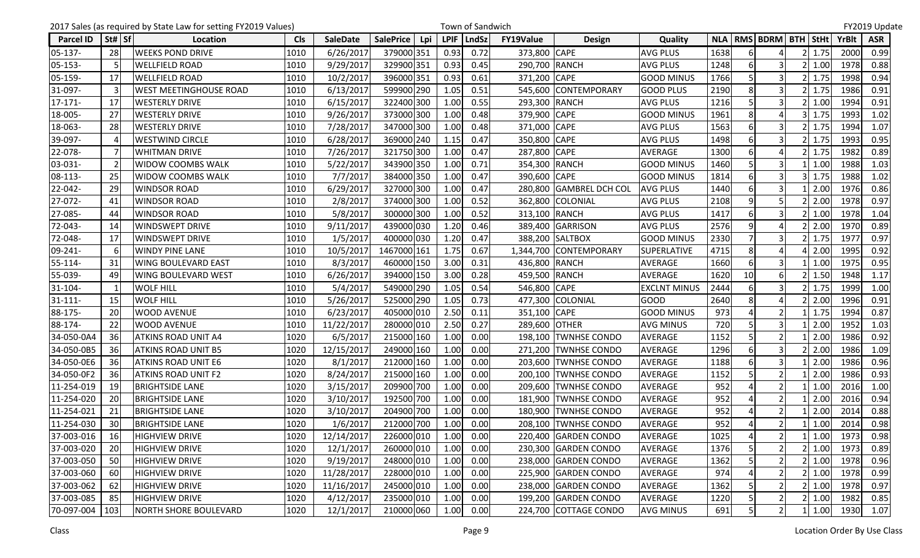2017 Sales (as required by State Law for setting FY2019 Values) — Town of Sandwich — FY2019 Update

| Parcel ID | St# | Sf | Location | Cls | SaleDate | SalePrice | Lpi | LPIF | LndSz | FY19Value | Design | Quality | NLA | RMS | BDRM | BTH | StHt | YrBlt | ASR |
|---|---|---|---|---|---|---|---|---|---|---|---|---|---|---|---|---|---|---|---|
| 05-137- | 28 | | WEEKS POND DRIVE | 1010 | 6/26/2017 | 379000 | 351 | 0.93 | 0.72 | 373,800 | CAPE | AVG PLUS | 1638 | 6 | 4 | 2 | 1.75 | 2000 | 0.99 |
| 05-153- | 5 | | WELLFIELD ROAD | 1010 | 9/29/2017 | 329900 | 351 | 0.93 | 0.45 | 290,700 | RANCH | AVG PLUS | 1248 | 6 | 3 | 2 | 1.00 | 1978 | 0.88 |
| 05-159- | 17 | | WELLFIELD ROAD | 1010 | 10/2/2017 | 396000 | 351 | 0.93 | 0.61 | 371,200 | CAPE | GOOD MINUS | 1766 | 5 | 3 | 2 | 1.75 | 1998 | 0.94 |
| 31-097- | 3 | | WEST MEETINGHOUSE ROAD | 1010 | 6/13/2017 | 599900 | 290 | 1.05 | 0.51 | 545,600 | CONTEMPORARY | GOOD PLUS | 2190 | 8 | 3 | 2 | 1.75 | 1986 | 0.91 |
| 17-171- | 17 | | WESTERLY DRIVE | 1010 | 6/15/2017 | 322400 | 300 | 1.00 | 0.55 | 293,300 | RANCH | AVG PLUS | 1216 | 5 | 3 | 2 | 1.00 | 1994 | 0.91 |
| 18-005- | 27 | | WESTERLY DRIVE | 1010 | 9/26/2017 | 373000 | 300 | 1.00 | 0.48 | 379,900 | CAPE | GOOD MINUS | 1961 | 8 | 4 | 3 | 1.75 | 1993 | 1.02 |
| 18-063- | 28 | | WESTERLY DRIVE | 1010 | 7/28/2017 | 347000 | 300 | 1.00 | 0.48 | 371,000 | CAPE | AVG PLUS | 1563 | 6 | 3 | 2 | 1.75 | 1994 | 1.07 |
| 39-097- | 4 | | WESTWIND CIRCLE | 1010 | 6/28/2017 | 369000 | 240 | 1.15 | 0.47 | 350,800 | CAPE | AVG PLUS | 1498 | 6 | 3 | 2 | 1.75 | 1993 | 0.95 |
| 22-078- | 7 | | WHITMAN DRIVE | 1010 | 7/26/2017 | 321750 | 300 | 1.00 | 0.47 | 287,800 | CAPE | AVERAGE | 1300 | 6 | 4 | 2 | 1.75 | 1982 | 0.89 |
| 03-031- | 2 | | WIDOW COOMBS WALK | 1010 | 5/22/2017 | 343900 | 350 | 1.00 | 0.71 | 354,300 | RANCH | GOOD MINUS | 1460 | 5 | 3 | 1 | 1.00 | 1988 | 1.03 |
| 08-113- | 25 | | WIDOW COOMBS WALK | 1010 | 7/7/2017 | 384000 | 350 | 1.00 | 0.47 | 390,600 | CAPE | GOOD MINUS | 1814 | 6 | 3 | 3 | 1.75 | 1988 | 1.02 |
| 22-042- | 29 | | WINDSOR ROAD | 1010 | 6/29/2017 | 327000 | 300 | 1.00 | 0.47 | 280,800 | GAMBREL DCH COL | AVG PLUS | 1440 | 6 | 3 | 1 | 2.00 | 1976 | 0.86 |
| 27-072- | 41 | | WINDSOR ROAD | 1010 | 2/8/2017 | 374000 | 300 | 1.00 | 0.52 | 362,800 | COLONIAL | AVG PLUS | 2108 | 9 | 5 | 2 | 2.00 | 1978 | 0.97 |
| 27-085- | 44 | | WINDSOR ROAD | 1010 | 5/8/2017 | 300000 | 300 | 1.00 | 0.52 | 313,100 | RANCH | AVG PLUS | 1417 | 6 | 3 | 2 | 1.00 | 1978 | 1.04 |
| 72-043- | 14 | | WINDSWEPT DRIVE | 1010 | 9/11/2017 | 439000 | 030 | 1.20 | 0.46 | 389,400 | GARRISON | AVG PLUS | 2576 | 9 | 4 | 2 | 2.00 | 1970 | 0.89 |
| 72-048- | 17 | | WINDSWEPT DRIVE | 1010 | 1/5/2017 | 400000 | 030 | 1.20 | 0.47 | 388,200 | SALTBOX | GOOD MINUS | 2330 | 7 | 3 | 2 | 1.75 | 1977 | 0.97 |
| 09-241- | 6 | | WINDY PINE LANE | 1010 | 10/5/2017 | 1467000 | 161 | 1.75 | 0.67 | 1,344,700 | CONTEMPORARY | SUPERLATIVE | 4715 | 8 | 4 | 4 | 2.00 | 1995 | 0.92 |
| 55-114- | 31 | | WING BOULEVARD EAST | 1010 | 8/3/2017 | 460000 | 150 | 3.00 | 0.31 | 436,800 | RANCH | AVERAGE | 1660 | 6 | 3 | 1 | 1.00 | 1975 | 0.95 |
| 55-039- | 49 | | WING BOULEVARD WEST | 1010 | 6/26/2017 | 394000 | 150 | 3.00 | 0.28 | 459,500 | RANCH | AVERAGE | 1620 | 10 | 6 | 2 | 1.50 | 1948 | 1.17 |
| 31-104- | 1 | | WOLF HILL | 1010 | 5/4/2017 | 549000 | 290 | 1.05 | 0.54 | 546,800 | CAPE | EXCLNT MINUS | 2444 | 6 | 3 | 2 | 1.75 | 1999 | 1.00 |
| 31-111- | 15 | | WOLF HILL | 1010 | 5/26/2017 | 525000 | 290 | 1.05 | 0.73 | 477,300 | COLONIAL | GOOD | 2640 | 8 | 4 | 2 | 2.00 | 1996 | 0.91 |
| 88-175- | 20 | | WOOD AVENUE | 1010 | 6/23/2017 | 405000 | 010 | 2.50 | 0.11 | 351,100 | CAPE | GOOD MINUS | 973 | 4 | 2 | 1 | 1.75 | 1994 | 0.87 |
| 88-174- | 22 | | WOOD AVENUE | 1010 | 11/22/2017 | 280000 | 010 | 2.50 | 0.27 | 289,600 | OTHER | AVG MINUS | 720 | 5 | 3 | 1 | 2.00 | 1952 | 1.03 |
| 34-050-0A4 | 36 | | ATKINS ROAD UNIT A4 | 1020 | 6/5/2017 | 215000 | 160 | 1.00 | 0.00 | 198,100 | TWNHSE CONDO | AVERAGE | 1152 | 5 | 2 | 1 | 2.00 | 1986 | 0.92 |
| 34-050-0B5 | 36 | | ATKINS ROAD UNIT B5 | 1020 | 12/15/2017 | 249000 | 160 | 1.00 | 0.00 | 271,200 | TWNHSE CONDO | AVERAGE | 1296 | 6 | 3 | 2 | 2.00 | 1986 | 1.09 |
| 34-050-0E6 | 36 | | ATKINS ROAD UNIT E6 | 1020 | 8/1/2017 | 212000 | 160 | 1.00 | 0.00 | 203,600 | TWNHSE CONDO | AVERAGE | 1188 | 6 | 3 | 1 | 2.00 | 1986 | 0.96 |
| 34-050-0F2 | 36 | | ATKINS ROAD UNIT F2 | 1020 | 8/24/2017 | 215000 | 160 | 1.00 | 0.00 | 200,100 | TWNHSE CONDO | AVERAGE | 1152 | 5 | 2 | 1 | 2.00 | 1986 | 0.93 |
| 11-254-019 | 19 | | BRIGHTSIDE LANE | 1020 | 3/15/2017 | 209900 | 700 | 1.00 | 0.00 | 209,600 | TWNHSE CONDO | AVERAGE | 952 | 4 | 2 | 1 | 1.00 | 2016 | 1.00 |
| 11-254-020 | 20 | | BRIGHTSIDE LANE | 1020 | 3/10/2017 | 192500 | 700 | 1.00 | 0.00 | 181,900 | TWNHSE CONDO | AVERAGE | 952 | 4 | 2 | 1 | 2.00 | 2016 | 0.94 |
| 11-254-021 | 21 | | BRIGHTSIDE LANE | 1020 | 3/10/2017 | 204900 | 700 | 1.00 | 0.00 | 180,900 | TWNHSE CONDO | AVERAGE | 952 | 4 | 2 | 1 | 2.00 | 2014 | 0.88 |
| 11-254-030 | 30 | | BRIGHTSIDE LANE | 1020 | 1/6/2017 | 212000 | 700 | 1.00 | 0.00 | 208,100 | TWNHSE CONDO | AVERAGE | 952 | 4 | 2 | 1 | 1.00 | 2014 | 0.98 |
| 37-003-016 | 16 | | HIGHVIEW DRIVE | 1020 | 12/14/2017 | 226000 | 010 | 1.00 | 0.00 | 220,400 | GARDEN CONDO | AVERAGE | 1025 | 4 | 2 | 1 | 1.00 | 1973 | 0.98 |
| 37-003-020 | 20 | | HIGHVIEW DRIVE | 1020 | 12/1/2017 | 260000 | 010 | 1.00 | 0.00 | 230,300 | GARDEN CONDO | AVERAGE | 1376 | 5 | 2 | 2 | 1.00 | 1973 | 0.89 |
| 37-003-050 | 50 | | HIGHVIEW DRIVE | 1020 | 9/19/2017 | 248000 | 010 | 1.00 | 0.00 | 238,000 | GARDEN CONDO | AVERAGE | 1362 | 5 | 2 | 2 | 1.00 | 1978 | 0.96 |
| 37-003-060 | 60 | | HIGHVIEW DRIVE | 1020 | 11/28/2017 | 228000 | 010 | 1.00 | 0.00 | 225,900 | GARDEN CONDO | AVERAGE | 974 | 4 | 2 | 2 | 1.00 | 1978 | 0.99 |
| 37-003-062 | 62 | | HIGHVIEW DRIVE | 1020 | 11/16/2017 | 245000 | 010 | 1.00 | 0.00 | 238,000 | GARDEN CONDO | AVERAGE | 1362 | 5 | 2 | 2 | 1.00 | 1978 | 0.97 |
| 37-003-085 | 85 | | HIGHVIEW DRIVE | 1020 | 4/12/2017 | 235000 | 010 | 1.00 | 0.00 | 199,200 | GARDEN CONDO | AVERAGE | 1220 | 5 | 2 | 2 | 1.00 | 1982 | 0.85 |
| 70-097-004 | 103 | | NORTH SHORE BOULEVARD | 1020 | 12/1/2017 | 210000 | 060 | 1.00 | 0.00 | 224,700 | COTTAGE CONDO | AVG MINUS | 691 | 5 | 2 | 1 | 1.00 | 1930 | 1.07 |

Class — Location Order By Use Class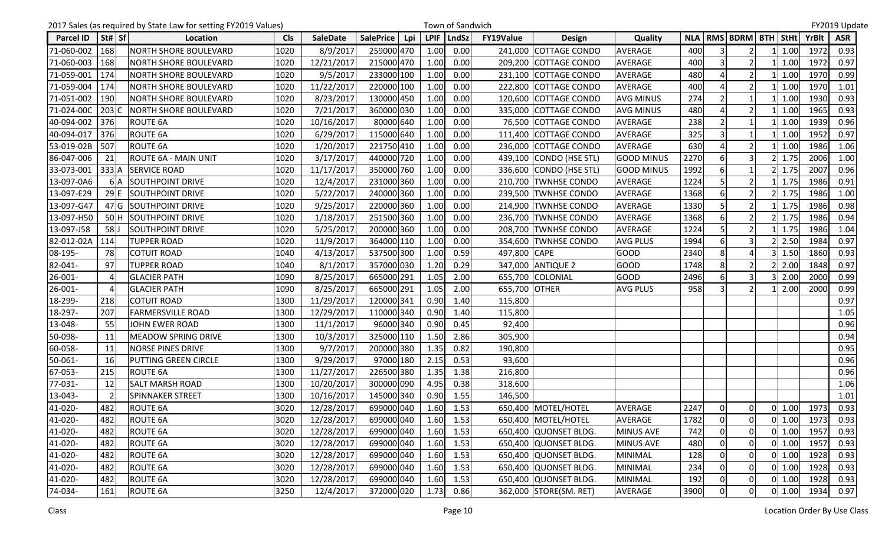2017 Sales (as required by State Law for setting FY2019 Values) — Town of Sandwich — FY2019 Update

| Parcel ID | St# | Sf | Location | Cls | SaleDate | SalePrice | Lpi | LPIF | LndSz | FY19Value | Design | Quality | NLA | RMS | BDRM | BTH | StHt | YrBlt | ASR |
|---|---|---|---|---|---|---|---|---|---|---|---|---|---|---|---|---|---|---|---|
| 71-060-002 | 168 | | NORTH SHORE BOULEVARD | 1020 | 8/9/2017 | 259000 | 470 | 1.00 | 0.00 | 241,000 | COTTAGE CONDO | AVERAGE | 400 | 3 | 2 | 1 | 1.00 | 1972 | 0.93 |
| 71-060-003 | 168 | | NORTH SHORE BOULEVARD | 1020 | 12/21/2017 | 215000 | 470 | 1.00 | 0.00 | 209,200 | COTTAGE CONDO | AVERAGE | 400 | 3 | 2 | 1 | 1.00 | 1972 | 0.97 |
| 71-059-001 | 174 | | NORTH SHORE BOULEVARD | 1020 | 9/5/2017 | 233000 | 100 | 1.00 | 0.00 | 231,100 | COTTAGE CONDO | AVERAGE | 480 | 4 | 2 | 1 | 1.00 | 1970 | 0.99 |
| 71-059-004 | 174 | | NORTH SHORE BOULEVARD | 1020 | 11/22/2017 | 220000 | 100 | 1.00 | 0.00 | 222,800 | COTTAGE CONDO | AVERAGE | 400 | 4 | 2 | 1 | 1.00 | 1970 | 1.01 |
| 71-051-002 | 190 | | NORTH SHORE BOULEVARD | 1020 | 8/23/2017 | 130000 | 450 | 1.00 | 0.00 | 120,600 | COTTAGE CONDO | AVG MINUS | 274 | 2 | 1 | 1 | 1.00 | 1930 | 0.93 |
| 71-024-00C | 203 | C | NORTH SHORE BOULEVARD | 1020 | 7/21/2017 | 360000 | 030 | 1.00 | 0.00 | 335,000 | COTTAGE CONDO | AVG MINUS | 480 | 4 | 2 | 1 | 1.00 | 1965 | 0.93 |
| 40-094-002 | 376 | | ROUTE 6A | 1020 | 10/16/2017 | 80000 | 640 | 1.00 | 0.00 | 76,500 | COTTAGE CONDO | AVERAGE | 238 | 2 | 1 | 1 | 1.00 | 1939 | 0.96 |
| 40-094-017 | 376 | | ROUTE 6A | 1020 | 6/29/2017 | 115000 | 640 | 1.00 | 0.00 | 111,400 | COTTAGE CONDO | AVERAGE | 325 | 3 | 1 | 1 | 1.00 | 1952 | 0.97 |
| 53-019-02B | 507 | | ROUTE 6A | 1020 | 1/20/2017 | 221750 | 410 | 1.00 | 0.00 | 236,000 | COTTAGE CONDO | AVERAGE | 630 | 4 | 2 | 1 | 1.00 | 1986 | 1.06 |
| 86-047-006 | 21 | | ROUTE 6A - MAIN UNIT | 1020 | 3/17/2017 | 440000 | 720 | 1.00 | 0.00 | 439,100 | CONDO (HSE STL) | GOOD MINUS | 2270 | 6 | 3 | 2 | 1.75 | 2006 | 1.00 |
| 33-073-001 | 333 | A | SERVICE ROAD | 1020 | 11/17/2017 | 350000 | 760 | 1.00 | 0.00 | 336,600 | CONDO (HSE STL) | GOOD MINUS | 1992 | 6 | 1 | 2 | 1.75 | 2007 | 0.96 |
| 13-097-0A6 | 6 | A | SOUTHPOINT DRIVE | 1020 | 12/4/2017 | 231000 | 360 | 1.00 | 0.00 | 210,700 | TWNHSE CONDO | AVERAGE | 1224 | 5 | 2 | 1 | 1.75 | 1986 | 0.91 |
| 13-097-E29 | 29 | E | SOUTHPOINT DRIVE | 1020 | 5/22/2017 | 240000 | 360 | 1.00 | 0.00 | 239,500 | TWNHSE CONDO | AVERAGE | 1368 | 6 | 2 | 2 | 1.75 | 1986 | 1.00 |
| 13-097-G47 | 47 | G | SOUTHPOINT DRIVE | 1020 | 9/25/2017 | 220000 | 360 | 1.00 | 0.00 | 214,900 | TWNHSE CONDO | AVERAGE | 1330 | 5 | 2 | 1 | 1.75 | 1986 | 0.98 |
| 13-097-H50 | 50 | H | SOUTHPOINT DRIVE | 1020 | 1/18/2017 | 251500 | 360 | 1.00 | 0.00 | 236,700 | TWNHSE CONDO | AVERAGE | 1368 | 6 | 2 | 2 | 1.75 | 1986 | 0.94 |
| 13-097-J58 | 58 | J | SOUTHPOINT DRIVE | 1020 | 5/25/2017 | 200000 | 360 | 1.00 | 0.00 | 208,700 | TWNHSE CONDO | AVERAGE | 1224 | 5 | 2 | 1 | 1.75 | 1986 | 1.04 |
| 82-012-02A | 114 | | TUPPER ROAD | 1020 | 11/9/2017 | 364000 | 110 | 1.00 | 0.00 | 354,600 | TWNHSE CONDO | AVG PLUS | 1994 | 6 | 3 | 2 | 2.50 | 1984 | 0.97 |
| 08-195- | 78 | | COTUIT ROAD | 1040 | 4/13/2017 | 537500 | 300 | 1.00 | 0.59 | 497,800 | CAPE | GOOD | 2340 | 8 | 4 | 3 | 1.50 | 1860 | 0.93 |
| 82-041- | 97 | | TUPPER ROAD | 1040 | 8/1/2017 | 357000 | 030 | 1.20 | 0.29 | 347,000 | ANTIQUE 2 | GOOD | 1748 | 8 | 2 | 2 | 2.00 | 1848 | 0.97 |
| 26-001- | 4 | | GLACIER PATH | 1090 | 8/25/2017 | 665000 | 291 | 1.05 | 2.00 | 655,700 | COLONIAL | GOOD | 2496 | 6 | 3 | 3 | 2.00 | 2000 | 0.99 |
| 26-001- | 4 | | GLACIER PATH | 1090 | 8/25/2017 | 665000 | 291 | 1.05 | 2.00 | 655,700 | OTHER | AVG PLUS | 958 | 3 | 2 | 1 | 2.00 | 2000 | 0.99 |
| 18-299- | 218 | | COTUIT ROAD | 1300 | 11/29/2017 | 120000 | 341 | 0.90 | 1.40 | 115,800 | | | | | | | | | 0.97 |
| 18-297- | 207 | | FARMERSVILLE ROAD | 1300 | 12/29/2017 | 110000 | 340 | 0.90 | 1.40 | 115,800 | | | | | | | | | 1.05 |
| 13-048- | 55 | | JOHN EWER ROAD | 1300 | 11/1/2017 | 96000 | 340 | 0.90 | 0.45 | 92,400 | | | | | | | | | 0.96 |
| 50-098- | 11 | | MEADOW SPRING DRIVE | 1300 | 10/3/2017 | 325000 | 110 | 1.50 | 2.86 | 305,900 | | | | | | | | | 0.94 |
| 60-058- | 11 | | NORSE PINES DRIVE | 1300 | 9/7/2017 | 200000 | 380 | 1.35 | 0.82 | 190,800 | | | | | | | | | 0.95 |
| 50-061- | 16 | | PUTTING GREEN CIRCLE | 1300 | 9/29/2017 | 97000 | 180 | 2.15 | 0.53 | 93,600 | | | | | | | | | 0.96 |
| 67-053- | 215 | | ROUTE 6A | 1300 | 11/27/2017 | 226500 | 380 | 1.35 | 1.38 | 216,800 | | | | | | | | | 0.96 |
| 77-031- | 12 | | SALT MARSH ROAD | 1300 | 10/20/2017 | 300000 | 090 | 4.95 | 0.38 | 318,600 | | | | | | | | | 1.06 |
| 13-043- | 2 | | SPINNAKER STREET | 1300 | 10/16/2017 | 145000 | 340 | 0.90 | 1.55 | 146,500 | | | | | | | | | 1.01 |
| 41-020- | 482 | | ROUTE 6A | 3020 | 12/28/2017 | 699000 | 040 | 1.60 | 1.53 | 650,400 | MOTEL/HOTEL | AVERAGE | 2247 | 0 | 0 | 0 | 1.00 | 1973 | 0.93 |
| 41-020- | 482 | | ROUTE 6A | 3020 | 12/28/2017 | 699000 | 040 | 1.60 | 1.53 | 650,400 | MOTEL/HOTEL | AVERAGE | 1782 | 0 | 0 | 0 | 1.00 | 1973 | 0.93 |
| 41-020- | 482 | | ROUTE 6A | 3020 | 12/28/2017 | 699000 | 040 | 1.60 | 1.53 | 650,400 | QUONSET BLDG. | MINUS AVE | 742 | 0 | 0 | 0 | 1.00 | 1957 | 0.93 |
| 41-020- | 482 | | ROUTE 6A | 3020 | 12/28/2017 | 699000 | 040 | 1.60 | 1.53 | 650,400 | QUONSET BLDG. | MINUS AVE | 480 | 0 | 0 | 0 | 1.00 | 1957 | 0.93 |
| 41-020- | 482 | | ROUTE 6A | 3020 | 12/28/2017 | 699000 | 040 | 1.60 | 1.53 | 650,400 | QUONSET BLDG. | MINIMAL | 128 | 0 | 0 | 0 | 1.00 | 1928 | 0.93 |
| 41-020- | 482 | | ROUTE 6A | 3020 | 12/28/2017 | 699000 | 040 | 1.60 | 1.53 | 650,400 | QUONSET BLDG. | MINIMAL | 234 | 0 | 0 | 0 | 1.00 | 1928 | 0.93 |
| 41-020- | 482 | | ROUTE 6A | 3020 | 12/28/2017 | 699000 | 040 | 1.60 | 1.53 | 650,400 | QUONSET BLDG. | MINIMAL | 192 | 0 | 0 | 0 | 1.00 | 1928 | 0.93 |
| 74-034- | 161 | | ROUTE 6A | 3250 | 12/4/2017 | 372000 | 020 | 1.73 | 0.86 | 362,000 | STORE(SM. RET) | AVERAGE | 3900 | 0 | 0 | 0 | 1.00 | 1934 | 0.97 |

Class — Location Order By Use Class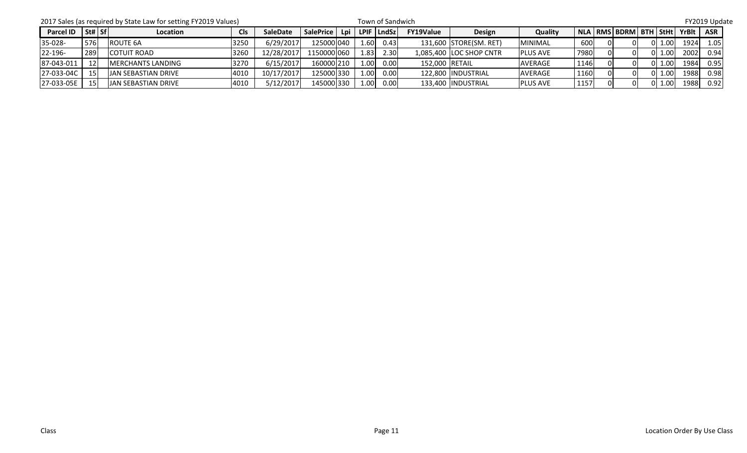| Parcel ID | St# | Sf | Location | Cls | SaleDate | SalePrice | Lpi | LPIF | LndSz | FY19Value | Design | Quality | NLA | RMS | BDRM | BTH | StHt | YrBlt | ASR |
|---|---|---|---|---|---|---|---|---|---|---|---|---|---|---|---|---|---|---|---|
| 35-028- | 576 | | ROUTE 6A | 3250 | 6/29/2017 | 125000 | 040 | 1.60 | 0.43 | 131,600 | STORE(SM. RET) | MINIMAL | 600 | 0 | 0 | 0 | 1.00 | 1924 | 1.05 |
| 22-196- | 289 | | COTUIT ROAD | 3260 | 12/28/2017 | 1150000 | 060 | 1.83 | 2.30 | 1,085,400 | LOC SHOP CNTR | PLUS AVE | 7980 | 0 | 0 | 0 | 1.00 | 2002 | 0.94 |
| 87-043-011 | 12 | | MERCHANTS LANDING | 3270 | 6/15/2017 | 160000 | 210 | 1.00 | 0.00 | 152,000 | RETAIL | AVERAGE | 1146 | 0 | 0 | 0 | 1.00 | 1984 | 0.95 |
| 27-033-04C | 15 | | JAN SEBASTIAN DRIVE | 4010 | 10/17/2017 | 125000 | 330 | 1.00 | 0.00 | 122,800 | INDUSTRIAL | AVERAGE | 1160 | 0 | 0 | 0 | 1.00 | 1988 | 0.98 |
| 27-033-05E | 15 | | JAN SEBASTIAN DRIVE | 4010 | 5/12/2017 | 145000 | 330 | 1.00 | 0.00 | 133,400 | INDUSTRIAL | PLUS AVE | 1157 | 0 | 0 | 0 | 1.00 | 1988 | 0.92 |